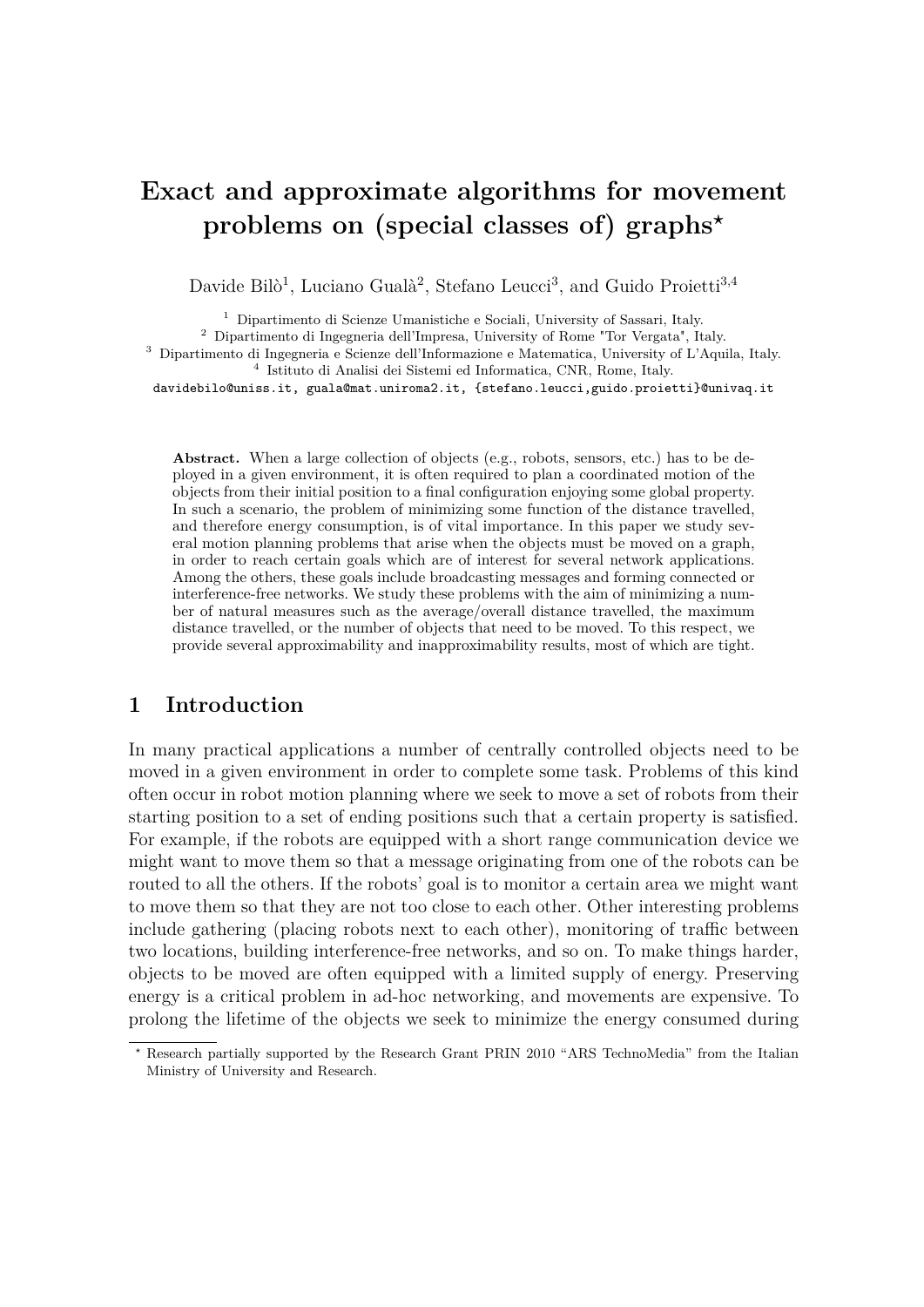# Exact and approximate algorithms for movement problems on (special classes of) graphs*

Davide Bilò[1], Luciano Gualà[2], Stefano Leucci[3], and Guido Proietti[3,4]

[1] Dipartimento di Scienze Umanistiche e Sociali, University of Sassari, Italy.
[2] Dipartimento di Ingegneria dell'Impresa, University of Rome "Tor Vergata", Italy.
[3] Dipartimento di Ingegneria e Scienze dell'Informazione e Matematica, University of L'Aquila, Italy.
[4] Istituto di Analisi dei Sistemi ed Informatica, CNR, Rome, Italy.

davidebilo@uniss.it, guala@mat.uniroma2.it, {stefano.leucci,guido.proietti}@univaq.it

**Abstract.** When a large collection of objects (e.g., robots, sensors, etc.) has to be deployed in a given environment, it is often required to plan a coordinated motion of the objects from their initial position to a final configuration enjoying some global property. In such a scenario, the problem of minimizing some function of the distance travelled, and therefore energy consumption, is of vital importance. In this paper we study several motion planning problems that arise when the objects must be moved on a graph, in order to reach certain goals which are of interest for several network applications. Among the others, these goals include broadcasting messages and forming connected or interference-free networks. We study these problems with the aim of minimizing a number of natural measures such as the average/overall distance travelled, the maximum distance travelled, or the number of objects that need to be moved. To this respect, we provide several approximability and inapproximability results, most of which are tight.

## 1 Introduction

In many practical applications a number of centrally controlled objects need to be moved in a given environment in order to complete some task. Problems of this kind often occur in robot motion planning where we seek to move a set of robots from their starting position to a set of ending positions such that a certain property is satisfied. For example, if the robots are equipped with a short range communication device we might want to move them so that a message originating from one of the robots can be routed to all the others. If the robots' goal is to monitor a certain area we might want to move them so that they are not too close to each other. Other interesting problems include gathering (placing robots next to each other), monitoring of traffic between two locations, building interference-free networks, and so on. To make things harder, objects to be moved are often equipped with a limited supply of energy. Preserving energy is a critical problem in ad-hoc networking, and movements are expensive. To prolong the lifetime of the objects we seek to minimize the energy consumed during

* Research partially supported by the Research Grant PRIN 2010 "ARS TechnoMedia" from the Italian Ministry of University and Research.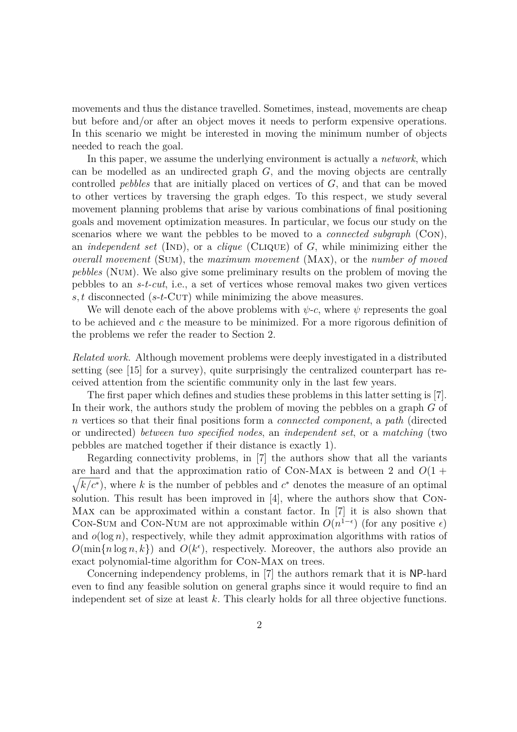movements and thus the distance travelled. Sometimes, instead, movements are cheap but before and/or after an object moves it needs to perform expensive operations. In this scenario we might be interested in moving the minimum number of objects needed to reach the goal.

In this paper, we assume the underlying environment is actually a *network*, which can be modelled as an undirected graph $G$, and the moving objects are centrally controlled *pebbles* that are initially placed on vertices of $G$, and that can be moved to other vertices by traversing the graph edges. To this respect, we study several movement planning problems that arise by various combinations of final positioning goals and movement optimization measures. In particular, we focus our study on the scenarios where we want the pebbles to be moved to a *connected subgraph* (Con), an *independent set* (Ind), or a *clique* (Clique) of $G$, while minimizing either the *overall movement* (Sum), the *maximum movement* (Max), or the *number of moved pebbles* (Num). We also give some preliminary results on the problem of moving the pebbles to an *s-t-cut*, i.e., a set of vertices whose removal makes two given vertices $s, t$ disconnected ($s$-$t$-Cut) while minimizing the above measures.

We will denote each of the above problems with $\psi$-$c$, where $\psi$ represents the goal to be achieved and $c$ the measure to be minimized. For a more rigorous definition of the problems we refer the reader to Section 2.

*Related work.* Although movement problems were deeply investigated in a distributed setting (see [15] for a survey), quite surprisingly the centralized counterpart has received attention from the scientific community only in the last few years.

The first paper which defines and studies these problems in this latter setting is [7]. In their work, the authors study the problem of moving the pebbles on a graph $G$ of $n$ vertices so that their final positions form a *connected component*, a *path* (directed or undirected) *between two specified nodes*, an *independent set*, or a *matching* (two pebbles are matched together if their distance is exactly 1).

Regarding connectivity problems, in [7] the authors show that all the variants are hard and that the approximation ratio of Con-Max is between 2 and $O(1 + \sqrt{k/c^*})$, where $k$ is the number of pebbles and $c^*$ denotes the measure of an optimal solution. This result has been improved in [4], where the authors show that Con-Max can be approximated within a constant factor. In [7] it is also shown that Con-Sum and Con-Num are not approximable within $O(n^{1-\epsilon})$ (for any positive $\epsilon$) and $o(\log n)$, respectively, while they admit approximation algorithms with ratios of $O(\min\{n \log n, k\})$ and $O(k^{\epsilon})$, respectively. Moreover, the authors also provide an exact polynomial-time algorithm for Con-Max on trees.

Concerning independency problems, in [7] the authors remark that it is NP-hard even to find any feasible solution on general graphs since it would require to find an independent set of size at least $k$. This clearly holds for all three objective functions.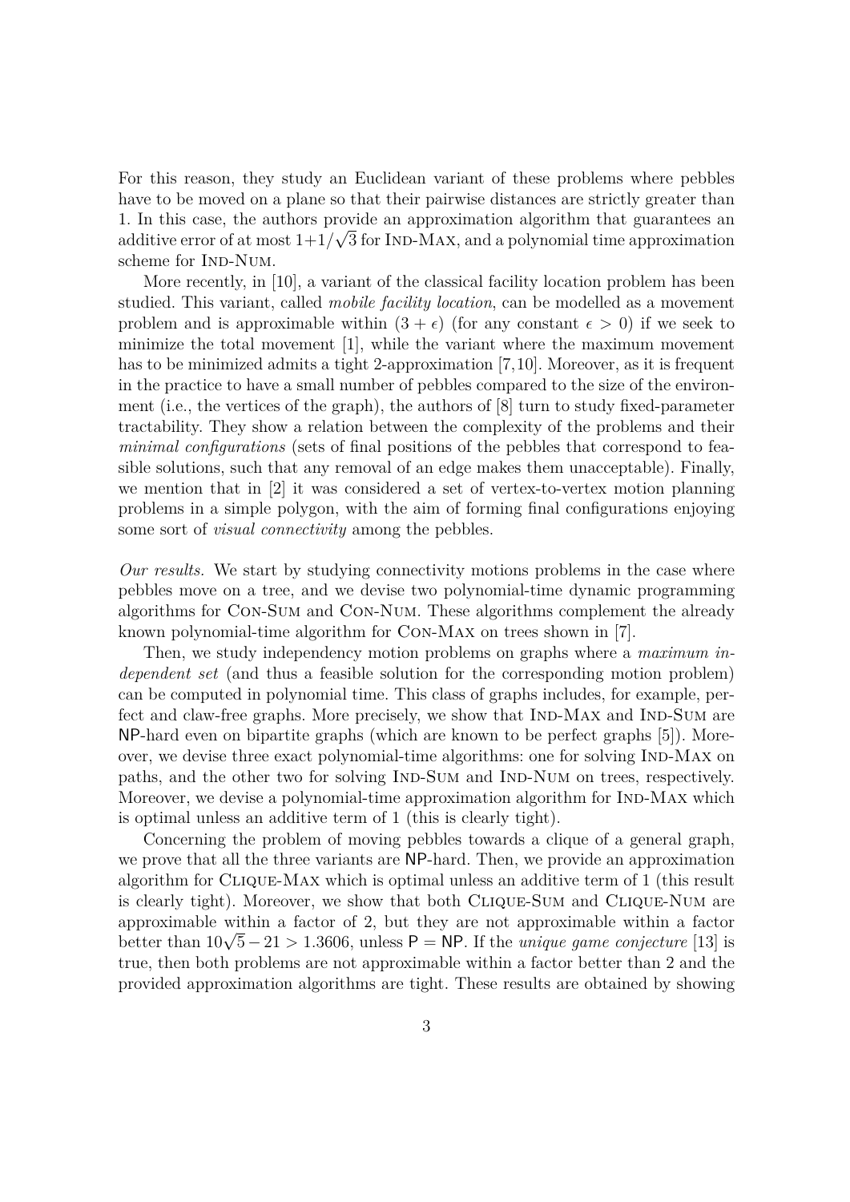For this reason, they study an Euclidean variant of these problems where pebbles have to be moved on a plane so that their pairwise distances are strictly greater than 1. In this case, the authors provide an approximation algorithm that guarantees an additive error of at most $1+1/\sqrt{3}$ for Ind-Max, and a polynomial time approximation scheme for Ind-Num.

More recently, in [10], a variant of the classical facility location problem has been studied. This variant, called *mobile facility location*, can be modelled as a movement problem and is approximable within $(3+\epsilon)$ (for any constant $\epsilon > 0$) if we seek to minimize the total movement [1], while the variant where the maximum movement has to be minimized admits a tight 2-approximation [7,10]. Moreover, as it is frequent in the practice to have a small number of pebbles compared to the size of the environment (i.e., the vertices of the graph), the authors of [8] turn to study fixed-parameter tractability. They show a relation between the complexity of the problems and their *minimal configurations* (sets of final positions of the pebbles that correspond to feasible solutions, such that any removal of an edge makes them unacceptable). Finally, we mention that in [2] it was considered a set of vertex-to-vertex motion planning problems in a simple polygon, with the aim of forming final configurations enjoying some sort of *visual connectivity* among the pebbles.

*Our results.* We start by studying connectivity motions problems in the case where pebbles move on a tree, and we devise two polynomial-time dynamic programming algorithms for Con-Sum and Con-Num. These algorithms complement the already known polynomial-time algorithm for Con-Max on trees shown in [7].

Then, we study independency motion problems on graphs where a *maximum independent set* (and thus a feasible solution for the corresponding motion problem) can be computed in polynomial time. This class of graphs includes, for example, perfect and claw-free graphs. More precisely, we show that Ind-Max and Ind-Sum are NP-hard even on bipartite graphs (which are known to be perfect graphs [5]). Moreover, we devise three exact polynomial-time algorithms: one for solving Ind-Max on paths, and the other two for solving Ind-Sum and Ind-Num on trees, respectively. Moreover, we devise a polynomial-time approximation algorithm for Ind-Max which is optimal unless an additive term of 1 (this is clearly tight).

Concerning the problem of moving pebbles towards a clique of a general graph, we prove that all the three variants are NP-hard. Then, we provide an approximation algorithm for Clique-Max which is optimal unless an additive term of 1 (this result is clearly tight). Moreover, we show that both Clique-Sum and Clique-Num are approximable within a factor of 2, but they are not approximable within a factor better than $10\sqrt{5}-21 > 1.3606$, unless $\mathsf{P} = \mathsf{NP}$. If the *unique game conjecture* [13] is true, then both problems are not approximable within a factor better than 2 and the provided approximation algorithms are tight. These results are obtained by showing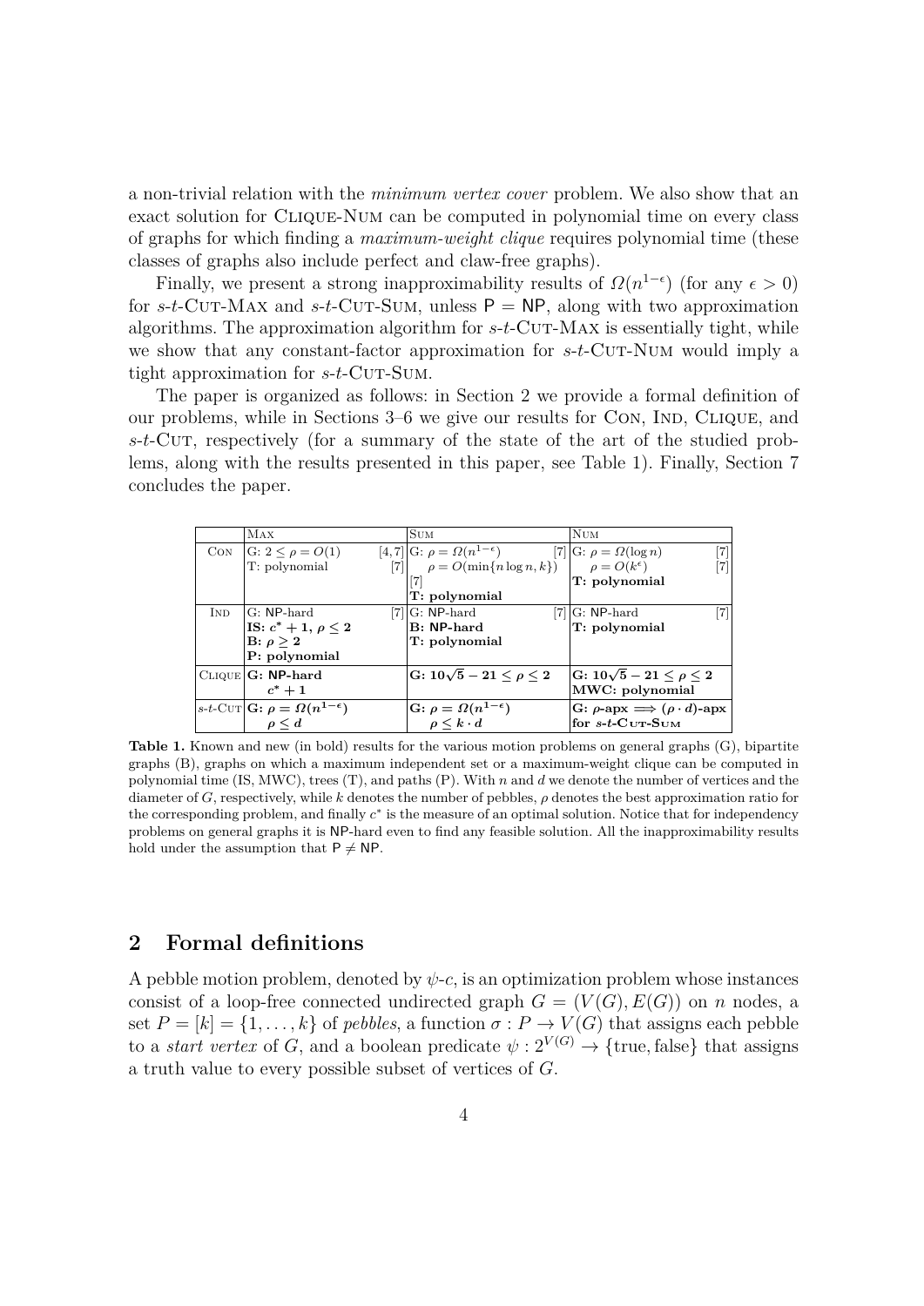a non-trivial relation with the *minimum vertex cover* problem. We also show that an exact solution for Clique-Num can be computed in polynomial time on every class of graphs for which finding a *maximum-weight clique* requires polynomial time (these classes of graphs also include perfect and claw-free graphs).

Finally, we present a strong inapproximability results of $\Omega(n^{1-\epsilon})$ (for any $\epsilon > 0$) for *s*-*t*-Cut-Max and *s*-*t*-Cut-Sum, unless $\mathsf{P} = \mathsf{NP}$, along with two approximation algorithms. The approximation algorithm for *s*-*t*-Cut-Max is essentially tight, while we show that any constant-factor approximation for *s*-*t*-Cut-Num would imply a tight approximation for *s*-*t*-Cut-Sum.

The paper is organized as follows: in Section 2 we provide a formal definition of our problems, while in Sections 3–6 we give our results for Con, Ind, Clique, and *s*-*t*-Cut, respectively (for a summary of the state of the art of the studied problems, along with the results presented in this paper, see Table 1). Finally, Section 7 concludes the paper.

| | Max | Sum | Num |
|---|---|---|---|
| Con | G: $2 \leq \rho = O(1)$ [4,7]<br>T: polynomial [7] | G: $\rho = \Omega(n^{1-\epsilon})$ [7]<br>$\rho = O(\min\{n \log n, k\})$ [7]<br>**T: polynomial** | G: $\rho = \Omega(\log n)$ [7]<br>$\rho = O(k^{\epsilon})$ [7]<br>**T: polynomial** |
| Ind | G: NP-hard [7]<br>**IS: $c^* + 1$, $\rho \leq 2$**<br>**B: $\rho \geq 2$**<br>**P: polynomial** | G: NP-hard [7]<br>**B: NP-hard**<br>**T: polynomial** | G: NP-hard [7]<br>**T: polynomial** |
| Clique | **G: NP-hard**<br>$\boldsymbol{c^* + 1}$ | **G: $10\sqrt{5} - 21 \leq \rho \leq 2$** | **G: $10\sqrt{5} - 21 \leq \rho \leq 2$**<br>**MWC: polynomial** |
| *s*-*t*-Cut | **G: $\rho = \Omega(n^{1-\epsilon})$**<br>$\boldsymbol{\rho \leq d}$ | **G: $\rho = \Omega(n^{1-\epsilon})$**<br>$\boldsymbol{\rho \leq k \cdot d}$ | **G: $\rho$-apx $\Longrightarrow$ $(\rho \cdot d)$-apx for *s*-*t*-Cut-Sum** |

**Table 1.** Known and new (in bold) results for the various motion problems on general graphs (G), bipartite graphs (B), graphs on which a maximum independent set or a maximum-weight clique can be computed in polynomial time (IS, MWC), trees (T), and paths (P). With $n$ and $d$ we denote the number of vertices and the diameter of $G$, respectively, while $k$ denotes the number of pebbles, $\rho$ denotes the best approximation ratio for the corresponding problem, and finally $c^*$ is the measure of an optimal solution. Notice that for independency problems on general graphs it is NP-hard even to find any feasible solution. All the inapproximability results hold under the assumption that $\mathsf{P} \neq \mathsf{NP}$.

## 2 Formal definitions

A pebble motion problem, denoted by $\psi$-$c$, is an optimization problem whose instances consist of a loop-free connected undirected graph $G = (V(G), E(G))$ on $n$ nodes, a set $P = [k] = \{1, \ldots, k\}$ of *pebbles*, a function $\sigma : P \to V(G)$ that assigns each pebble to a *start vertex* of $G$, and a boolean predicate $\psi : 2^{V(G)} \to \{\text{true}, \text{false}\}$ that assigns a truth value to every possible subset of vertices of $G$.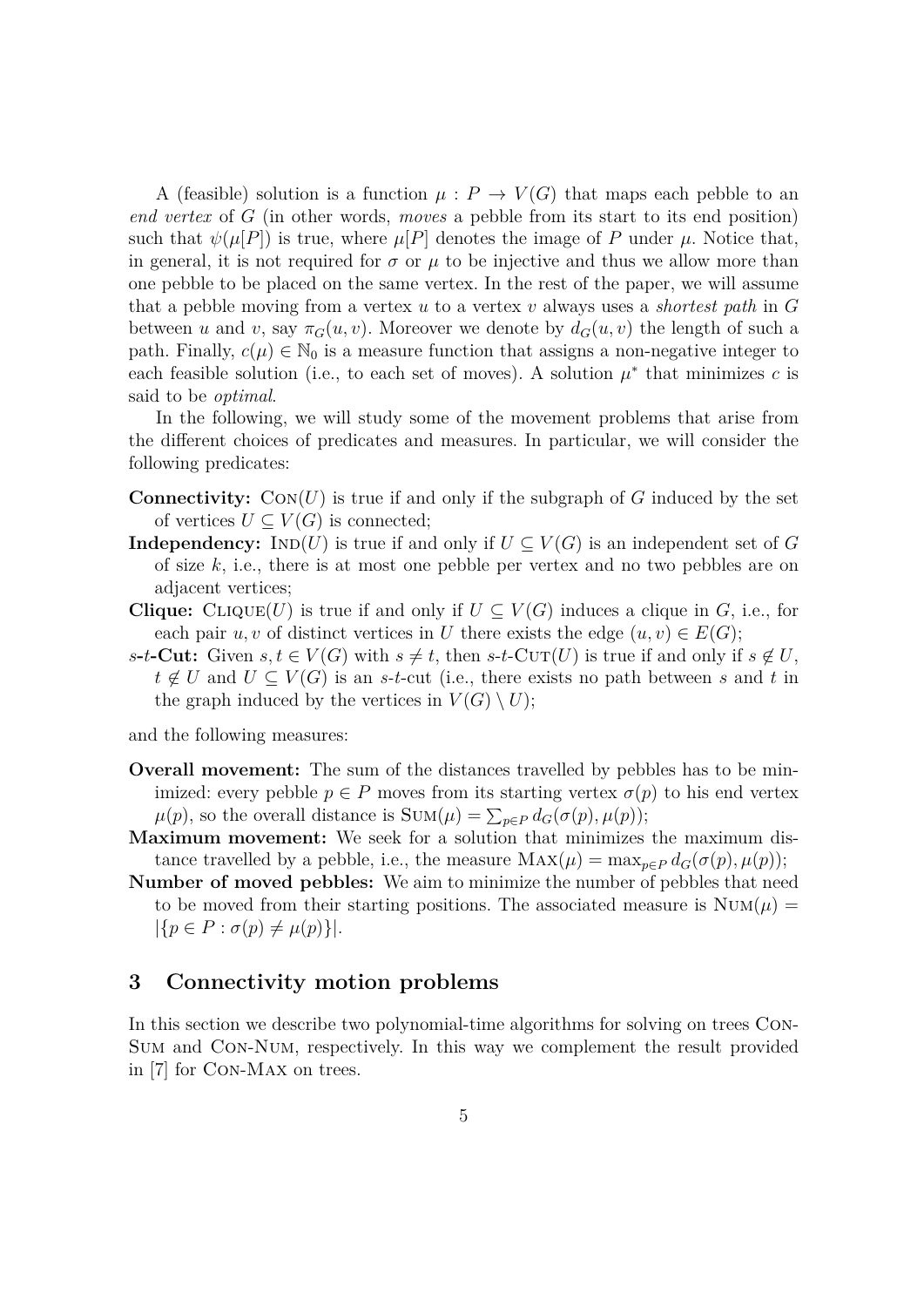A (feasible) solution is a function $\mu : P \to V(G)$ that maps each pebble to an *end vertex* of $G$ (in other words, *moves* a pebble from its start to its end position) such that $\psi(\mu[P])$ is true, where $\mu[P]$ denotes the image of $P$ under $\mu$. Notice that, in general, it is not required for $\sigma$ or $\mu$ to be injective and thus we allow more than one pebble to be placed on the same vertex. In the rest of the paper, we will assume that a pebble moving from a vertex $u$ to a vertex $v$ always uses a *shortest path* in $G$ between $u$ and $v$, say $\pi_G(u, v)$. Moreover we denote by $d_G(u, v)$ the length of such a path. Finally, $c(\mu) \in \mathbb{N}_0$ is a measure function that assigns a non-negative integer to each feasible solution (i.e., to each set of moves). A solution $\mu^*$ that minimizes $c$ is said to be *optimal*.

In the following, we will study some of the movement problems that arise from the different choices of predicates and measures. In particular, we will consider the following predicates:

- **Connectivity:** $\textsc{Con}(U)$ is true if and only if the subgraph of $G$ induced by the set of vertices $U \subseteq V(G)$ is connected;
- **Independency:** $\textsc{Ind}(U)$ is true if and only if $U \subseteq V(G)$ is an independent set of $G$ of size $k$, i.e., there is at most one pebble per vertex and no two pebbles are on adjacent vertices;
- **Clique:** $\textsc{Clique}(U)$ is true if and only if $U \subseteq V(G)$ induces a clique in $G$, i.e., for each pair $u, v$ of distinct vertices in $U$ there exists the edge $(u, v) \in E(G)$;
- **$s$-$t$-Cut:** Given $s, t \in V(G)$ with $s \neq t$, then $s$-$t$-$\textsc{Cut}(U)$ is true if and only if $s \notin U$, $t \notin U$ and $U \subseteq V(G)$ is an $s$-$t$-cut (i.e., there exists no path between $s$ and $t$ in the graph induced by the vertices in $V(G) \setminus U$);

and the following measures:

- **Overall movement:** The sum of the distances travelled by pebbles has to be minimized: every pebble $p \in P$ moves from its starting vertex $\sigma(p)$ to his end vertex $\mu(p)$, so the overall distance is $\textsc{Sum}(\mu) = \sum_{p \in P} d_G(\sigma(p), \mu(p))$;
- **Maximum movement:** We seek for a solution that minimizes the maximum distance travelled by a pebble, i.e., the measure $\textsc{Max}(\mu) = \max_{p \in P} d_G(\sigma(p), \mu(p))$;
- **Number of moved pebbles:** We aim to minimize the number of pebbles that need to be moved from their starting positions. The associated measure is $\textsc{Num}(\mu) = |\{p \in P : \sigma(p) \neq \mu(p)\}|$.

## 3 Connectivity motion problems

In this section we describe two polynomial-time algorithms for solving on trees Con-Sum and Con-Num, respectively. In this way we complement the result provided in [7] for Con-Max on trees.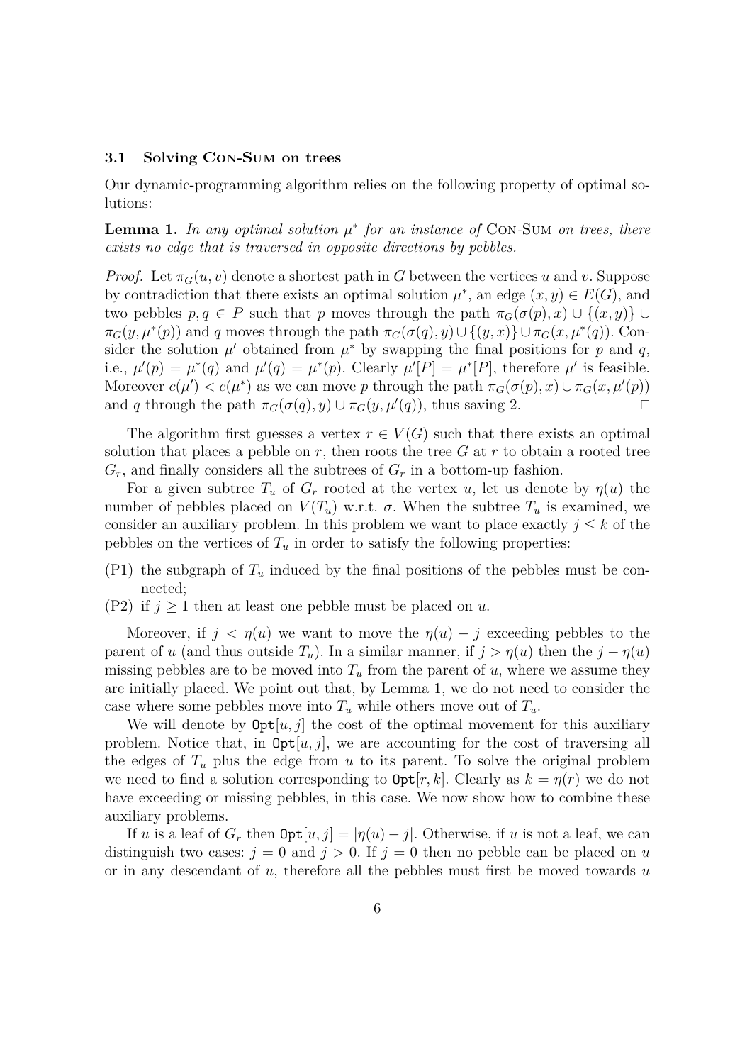### 3.1 Solving Con-Sum on trees

Our dynamic-programming algorithm relies on the following property of optimal solutions:

**Lemma 1.** *In any optimal solution $\mu^*$ for an instance of* Con-Sum *on trees, there exists no edge that is traversed in opposite directions by pebbles.*

*Proof.* Let $\pi_G(u,v)$ denote a shortest path in $G$ between the vertices $u$ and $v$. Suppose by contradiction that there exists an optimal solution $\mu^*$, an edge $(x,y) \in E(G)$, and two pebbles $p, q \in P$ such that $p$ moves through the path $\pi_G(\sigma(p), x) \cup \{(x,y)\} \cup \pi_G(y, \mu^*(p))$ and $q$ moves through the path $\pi_G(\sigma(q), y) \cup \{(y,x)\} \cup \pi_G(x, \mu^*(q))$. Consider the solution $\mu'$ obtained from $\mu^*$ by swapping the final positions for $p$ and $q$, i.e., $\mu'(p) = \mu^*(q)$ and $\mu'(q) = \mu^*(p)$. Clearly $\mu'[P] = \mu^*[P]$, therefore $\mu'$ is feasible. Moreover $c(\mu') < c(\mu^*)$ as we can move $p$ through the path $\pi_G(\sigma(p), x) \cup \pi_G(x, \mu'(p))$ and $q$ through the path $\pi_G(\sigma(q), y) \cup \pi_G(y, \mu'(q))$, thus saving 2. $\square$

The algorithm first guesses a vertex $r \in V(G)$ such that there exists an optimal solution that places a pebble on $r$, then roots the tree $G$ at $r$ to obtain a rooted tree $G_r$, and finally considers all the subtrees of $G_r$ in a bottom-up fashion.

For a given subtree $T_u$ of $G_r$ rooted at the vertex $u$, let us denote by $\eta(u)$ the number of pebbles placed on $V(T_u)$ w.r.t. $\sigma$. When the subtree $T_u$ is examined, we consider an auxiliary problem. In this problem we want to place exactly $j \leq k$ of the pebbles on the vertices of $T_u$ in order to satisfy the following properties:

- (P1) the subgraph of $T_u$ induced by the final positions of the pebbles must be connected;
- (P2) if $j \geq 1$ then at least one pebble must be placed on $u$.

Moreover, if $j < \eta(u)$ we want to move the $\eta(u) - j$ exceeding pebbles to the parent of $u$ (and thus outside $T_u$). In a similar manner, if $j > \eta(u)$ then the $j - \eta(u)$ missing pebbles are to be moved into $T_u$ from the parent of $u$, where we assume they are initially placed. We point out that, by Lemma 1, we do not need to consider the case where some pebbles move into $T_u$ while others move out of $T_u$.

We will denote by $\texttt{Opt}[u,j]$ the cost of the optimal movement for this auxiliary problem. Notice that, in $\texttt{Opt}[u,j]$, we are accounting for the cost of traversing all the edges of $T_u$ plus the edge from $u$ to its parent. To solve the original problem we need to find a solution corresponding to $\texttt{Opt}[r,k]$. Clearly as $k = \eta(r)$ we do not have exceeding or missing pebbles, in this case. We now show how to combine these auxiliary problems.

If $u$ is a leaf of $G_r$ then $\texttt{Opt}[u,j] = |\eta(u) - j|$. Otherwise, if $u$ is not a leaf, we can distinguish two cases: $j = 0$ and $j > 0$. If $j = 0$ then no pebble can be placed on $u$ or in any descendant of $u$, therefore all the pebbles must first be moved towards $u$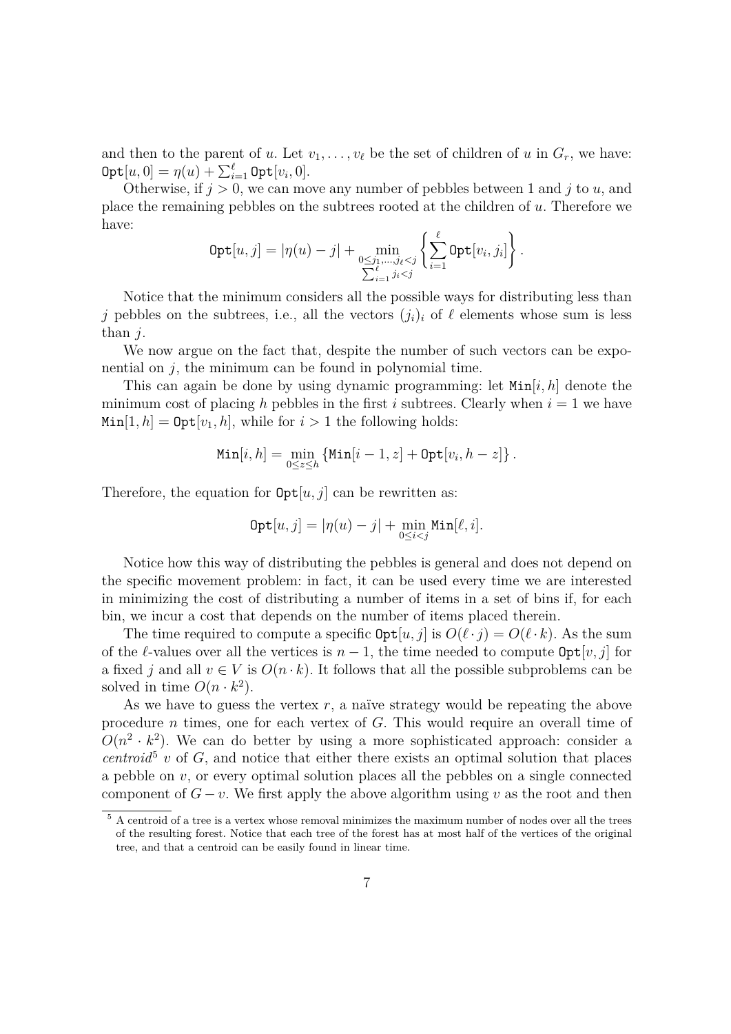and then to the parent of $u$. Let $v_1, \dots, v_\ell$ be the set of children of $u$ in $G_r$, we have: $\texttt{Opt}[u, 0] = \eta(u) + \sum_{i=1}^{\ell} \texttt{Opt}[v_i, 0]$.

Otherwise, if $j > 0$, we can move any number of pebbles between 1 and $j$ to $u$, and place the remaining pebbles on the subtrees rooted at the children of $u$. Therefore we have:

$$\texttt{Opt}[u, j] = |\eta(u) - j| + \min_{\substack{0 \le j_1, \dots, j_\ell < j \\ \sum_{i=1}^{\ell} j_i < j}} \left\{ \sum_{i=1}^{\ell} \texttt{Opt}[v_i, j_i] \right\}.$$

Notice that the minimum considers all the possible ways for distributing less than $j$ pebbles on the subtrees, i.e., all the vectors $(j_i)_i$ of $\ell$ elements whose sum is less than $j$.

We now argue on the fact that, despite the number of such vectors can be exponential on $j$, the minimum can be found in polynomial time.

This can again be done by using dynamic programming: let $\texttt{Min}[i, h]$ denote the minimum cost of placing $h$ pebbles in the first $i$ subtrees. Clearly when $i = 1$ we have $\texttt{Min}[1, h] = \texttt{Opt}[v_1, h]$, while for $i > 1$ the following holds:

$$\texttt{Min}[i, h] = \min_{0 \le z \le h} \left\{ \texttt{Min}[i-1, z] + \texttt{Opt}[v_i, h - z] \right\}.$$

Therefore, the equation for $\texttt{Opt}[u, j]$ can be rewritten as:

$$\texttt{Opt}[u, j] = |\eta(u) - j| + \min_{0 \le i < j} \texttt{Min}[\ell, i].$$

Notice how this way of distributing the pebbles is general and does not depend on the specific movement problem: in fact, it can be used every time we are interested in minimizing the cost of distributing a number of items in a set of bins if, for each bin, we incur a cost that depends on the number of items placed therein.

The time required to compute a specific $\texttt{Opt}[u, j]$ is $O(\ell \cdot j) = O(\ell \cdot k)$. As the sum of the $\ell$-values over all the vertices is $n - 1$, the time needed to compute $\texttt{Opt}[v, j]$ for a fixed $j$ and all $v \in V$ is $O(n \cdot k)$. It follows that all the possible subproblems can be solved in time $O(n \cdot k^2)$.

As we have to guess the vertex $r$, a naïve strategy would be repeating the above procedure $n$ times, one for each vertex of $G$. This would require an overall time of $O(n^2 \cdot k^2)$. We can do better by using a more sophisticated approach: consider a *centroid*[5] $v$ of $G$, and notice that either there exists an optimal solution that places a pebble on $v$, or every optimal solution places all the pebbles on a single connected component of $G - v$. We first apply the above algorithm using $v$ as the root and then

[5] A centroid of a tree is a vertex whose removal minimizes the maximum number of nodes over all the trees of the resulting forest. Notice that each tree of the forest has at most half of the vertices of the original tree, and that a centroid can be easily found in linear time.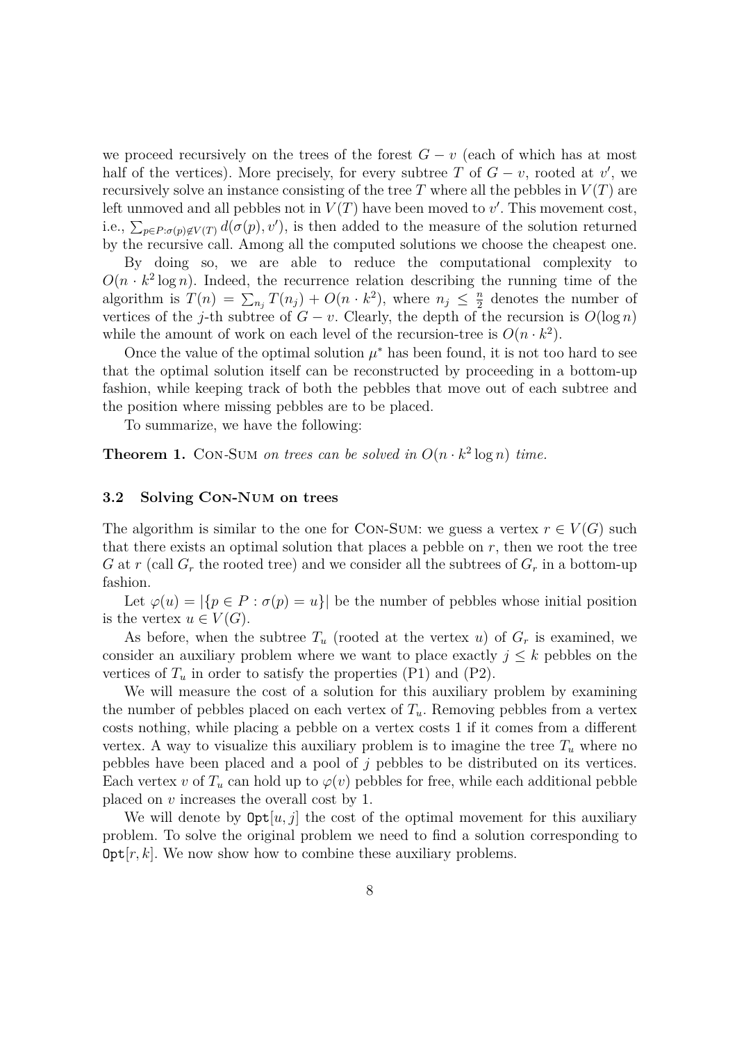we proceed recursively on the trees of the forest $G - v$ (each of which has at most half of the vertices). More precisely, for every subtree $T$ of $G - v$, rooted at $v'$, we recursively solve an instance consisting of the tree $T$ where all the pebbles in $V(T)$ are left unmoved and all pebbles not in $V(T)$ have been moved to $v'$. This movement cost, i.e., $\sum_{p \in P : \sigma(p) \notin V(T)} d(\sigma(p), v')$, is then added to the measure of the solution returned by the recursive call. Among all the computed solutions we choose the cheapest one.

By doing so, we are able to reduce the computational complexity to $O(n \cdot k^2 \log n)$. Indeed, the recurrence relation describing the running time of the algorithm is $T(n) = \sum_{n_j} T(n_j) + O(n \cdot k^2)$, where $n_j \leq \frac{n}{2}$ denotes the number of vertices of the $j$-th subtree of $G - v$. Clearly, the depth of the recursion is $O(\log n)$ while the amount of work on each level of the recursion-tree is $O(n \cdot k^2)$.

Once the value of the optimal solution $\mu^*$ has been found, it is not too hard to see that the optimal solution itself can be reconstructed by proceeding in a bottom-up fashion, while keeping track of both the pebbles that move out of each subtree and the position where missing pebbles are to be placed.

To summarize, we have the following:

**Theorem 1.** *Con-Sum on trees can be solved in $O(n \cdot k^2 \log n)$ time.*

### 3.2 Solving Con-Num on trees

The algorithm is similar to the one for Con-Sum: we guess a vertex $r \in V(G)$ such that there exists an optimal solution that places a pebble on $r$, then we root the tree $G$ at $r$ (call $G_r$ the rooted tree) and we consider all the subtrees of $G_r$ in a bottom-up fashion.

Let $\varphi(u) = |\{p \in P : \sigma(p) = u\}|$ be the number of pebbles whose initial position is the vertex $u \in V(G)$.

As before, when the subtree $T_u$ (rooted at the vertex $u$) of $G_r$ is examined, we consider an auxiliary problem where we want to place exactly $j \leq k$ pebbles on the vertices of $T_u$ in order to satisfy the properties (P1) and (P2).

We will measure the cost of a solution for this auxiliary problem by examining the number of pebbles placed on each vertex of $T_u$. Removing pebbles from a vertex costs nothing, while placing a pebble on a vertex costs 1 if it comes from a different vertex. A way to visualize this auxiliary problem is to imagine the tree $T_u$ where no pebbles have been placed and a pool of $j$ pebbles to be distributed on its vertices. Each vertex $v$ of $T_u$ can hold up to $\varphi(v)$ pebbles for free, while each additional pebble placed on $v$ increases the overall cost by 1.

We will denote by $\texttt{Opt}[u, j]$ the cost of the optimal movement for this auxiliary problem. To solve the original problem we need to find a solution corresponding to $\texttt{Opt}[r, k]$. We now show how to combine these auxiliary problems.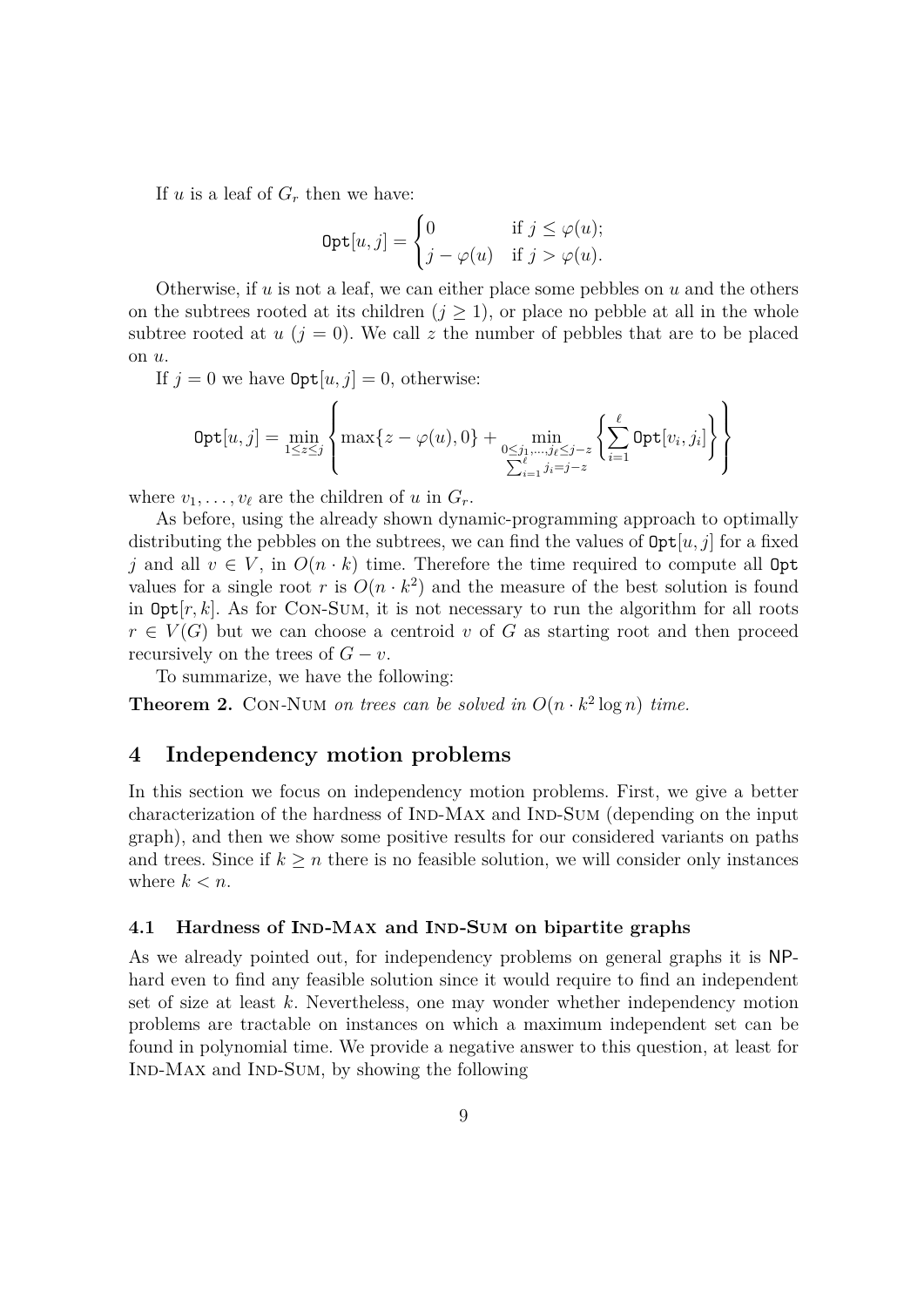If $u$ is a leaf of $G_r$ then we have:

$$\mathtt{Opt}[u,j] = \begin{cases} 0 & \text{if } j \leq \varphi(u); \\ j - \varphi(u) & \text{if } j > \varphi(u). \end{cases}$$

Otherwise, if $u$ is not a leaf, we can either place some pebbles on $u$ and the others on the subtrees rooted at its children ($j \geq 1$), or place no pebble at all in the whole subtree rooted at $u$ ($j = 0$). We call $z$ the number of pebbles that are to be placed on $u$.

If $j = 0$ we have $\mathtt{Opt}[u, j] = 0$, otherwise:

$$\mathtt{Opt}[u,j] = \min_{1 \leq z \leq j} \left\{ \max\{z - \varphi(u), 0\} + \min_{\substack{0 \leq j_1, \dots, j_\ell \leq j-z \\ \sum_{i=1}^{\ell} j_i = j-z}} \left\{ \sum_{i=1}^{\ell} \mathtt{Opt}[v_i, j_i] \right\} \right\}$$

where $v_1, \dots, v_\ell$ are the children of $u$ in $G_r$.

As before, using the already shown dynamic-programming approach to optimally distributing the pebbles on the subtrees, we can find the values of $\mathtt{Opt}[u, j]$ for a fixed $j$ and all $v \in V$, in $O(n \cdot k)$ time. Therefore the time required to compute all $\mathtt{Opt}$ values for a single root $r$ is $O(n \cdot k^2)$ and the measure of the best solution is found in $\mathtt{Opt}[r, k]$. As for Con-Sum, it is not necessary to run the algorithm for all roots $r \in V(G)$ but we can choose a centroid $v$ of $G$ as starting root and then proceed recursively on the trees of $G - v$.

To summarize, we have the following:

**Theorem 2.** *Con-Num on trees can be solved in $O(n \cdot k^2 \log n)$ time.*

## 4 Independency motion problems

In this section we focus on independency motion problems. First, we give a better characterization of the hardness of Ind-Max and Ind-Sum (depending on the input graph), and then we show some positive results for our considered variants on paths and trees. Since if $k \geq n$ there is no feasible solution, we will consider only instances where $k < n$.

### 4.1 Hardness of Ind-Max and Ind-Sum on bipartite graphs

As we already pointed out, for independency problems on general graphs it is NP-hard even to find any feasible solution since it would require to find an independent set of size at least $k$. Nevertheless, one may wonder whether independency motion problems are tractable on instances on which a maximum independent set can be found in polynomial time. We provide a negative answer to this question, at least for Ind-Max and Ind-Sum, by showing the following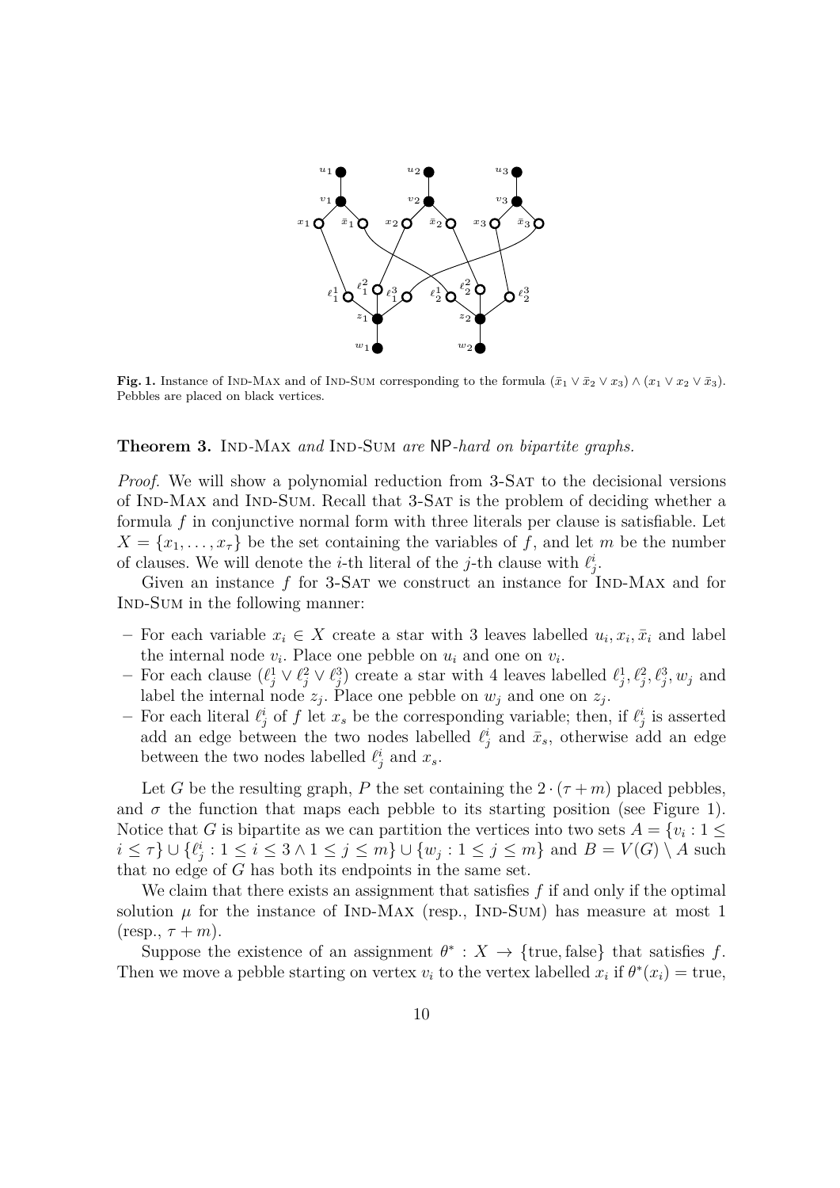**Fig. 1.** Instance of Ind-Max and of Ind-Sum corresponding to the formula $(\bar{x}_1 \vee \bar{x}_2 \vee x_3) \wedge (x_1 \vee x_2 \vee \bar{x}_3)$. Pebbles are placed on black vertices.

**Theorem 3.** Ind-Max *and* Ind-Sum *are* NP*-hard on bipartite graphs.*

*Proof.* We will show a polynomial reduction from 3-Sat to the decisional versions of Ind-Max and Ind-Sum. Recall that 3-Sat is the problem of deciding whether a formula $f$ in conjunctive normal form with three literals per clause is satisfiable. Let $X = \{x_1, \dots, x_\tau\}$ be the set containing the variables of $f$, and let $m$ be the number of clauses. We will denote the $i$-th literal of the $j$-th clause with $\ell_j^i$.

Given an instance $f$ for 3-Sat we construct an instance for Ind-Max and for Ind-Sum in the following manner:

- For each variable $x_i \in X$ create a star with 3 leaves labelled $u_i, x_i, \bar{x}_i$ and label the internal node $v_i$. Place one pebble on $u_i$ and one on $v_i$.
- For each clause $(\ell_j^1 \vee \ell_j^2 \vee \ell_j^3)$ create a star with 4 leaves labelled $\ell_j^1, \ell_j^2, \ell_j^3, w_j$ and label the internal node $z_j$. Place one pebble on $w_j$ and one on $z_j$.
- For each literal $\ell_j^i$ of $f$ let $x_s$ be the corresponding variable; then, if $\ell_j^i$ is asserted add an edge between the two nodes labelled $\ell_j^i$ and $\bar{x}_s$, otherwise add an edge between the two nodes labelled $\ell_j^i$ and $x_s$.

Let $G$ be the resulting graph, $P$ the set containing the $2 \cdot (\tau + m)$ placed pebbles, and $\sigma$ the function that maps each pebble to its starting position (see Figure 1). Notice that $G$ is bipartite as we can partition the vertices into two sets $A = \{v_i : 1 \leq i \leq \tau\} \cup \{\ell_j^i : 1 \leq i \leq 3 \wedge 1 \leq j \leq m\} \cup \{w_j : 1 \leq j \leq m\}$ and $B = V(G) \setminus A$ such that no edge of $G$ has both its endpoints in the same set.

We claim that there exists an assignment that satisfies $f$ if and only if the optimal solution $\mu$ for the instance of Ind-Max (resp., Ind-Sum) has measure at most 1 (resp., $\tau + m$).

Suppose the existence of an assignment $\theta^* : X \to \{\text{true}, \text{false}\}$ that satisfies $f$. Then we move a pebble starting on vertex $v_i$ to the vertex labelled $x_i$ if $\theta^*(x_i) = \text{true}$,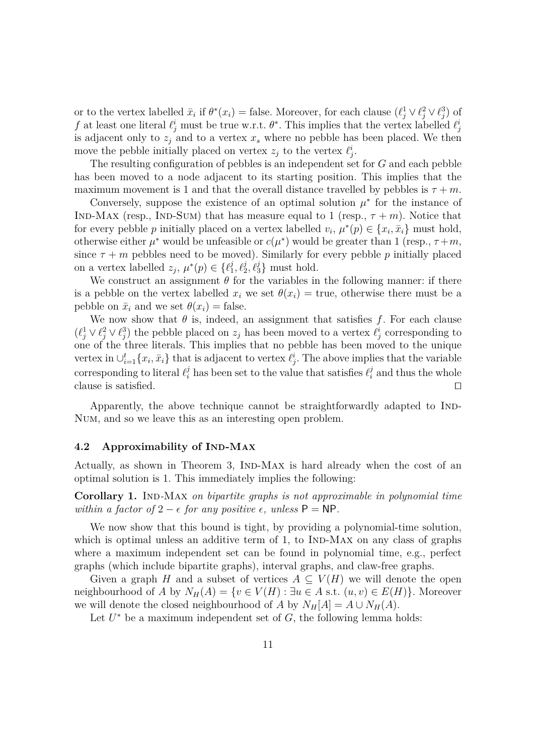or to the vertex labelled $\bar{x}_i$ if $\theta^*(x_i) = $ false. Moreover, for each clause $(\ell_j^1 \vee \ell_j^2 \vee \ell_j^3)$ of $f$ at least one literal $\ell_j^i$ must be true w.r.t. $\theta^*$. This implies that the vertex labelled $\ell_j^i$ is adjacent only to $z_j$ and to a vertex $x_s$ where no pebble has been placed. We then move the pebble initially placed on vertex $z_j$ to the vertex $\ell_j^i$.

The resulting configuration of pebbles is an independent set for $G$ and each pebble has been moved to a node adjacent to its starting position. This implies that the maximum movement is 1 and that the overall distance travelled by pebbles is $\tau + m$.

Conversely, suppose the existence of an optimal solution $\mu^*$ for the instance of Ind-Max (resp., Ind-Sum) that has measure equal to 1 (resp., $\tau + m$). Notice that for every pebble $p$ initially placed on a vertex labelled $v_i$, $\mu^*(p) \in \{x_i, \bar{x}_i\}$ must hold, otherwise either $\mu^*$ would be unfeasible or $c(\mu^*)$ would be greater than 1 (resp., $\tau + m$, since $\tau + m$ pebbles need to be moved). Similarly for every pebble $p$ initially placed on a vertex labelled $z_j$, $\mu^*(p) \in \{\ell_1^j, \ell_2^j, \ell_3^j\}$ must hold.

We construct an assignment $\theta$ for the variables in the following manner: if there is a pebble on the vertex labelled $x_i$ we set $\theta(x_i) = $ true, otherwise there must be a pebble on $\bar{x}_i$ and we set $\theta(x_i) = $ false.

We now show that $\theta$ is, indeed, an assignment that satisfies $f$. For each clause $(\ell_j^1 \vee \ell_j^2 \vee \ell_j^3)$ the pebble placed on $z_j$ has been moved to a vertex $\ell_j^i$ corresponding to one of the three literals. This implies that no pebble has been moved to the unique vertex in $\cup_{i=1}^t \{x_i, \bar{x}_i\}$ that is adjacent to vertex $\ell_j^i$. The above implies that the variable corresponding to literal $\ell_i^j$ has been set to the value that satisfies $\ell_i^j$ and thus the whole clause is satisfied. □

Apparently, the above technique cannot be straightforwardly adapted to Ind-Num, and so we leave this as an interesting open problem.

### 4.2 Approximability of Ind-Max

Actually, as shown in Theorem 3, Ind-Max is hard already when the cost of an optimal solution is 1. This immediately implies the following:

**Corollary 1.** Ind-Max *on bipartite graphs is not approximable in polynomial time within a factor of* $2 - \epsilon$ *for any positive* $\epsilon$*, unless* $\mathsf{P} = \mathsf{NP}$.

We now show that this bound is tight, by providing a polynomial-time solution, which is optimal unless an additive term of 1, to Ind-Max on any class of graphs where a maximum independent set can be found in polynomial time, e.g., perfect graphs (which include bipartite graphs), interval graphs, and claw-free graphs.

Given a graph $H$ and a subset of vertices $A \subseteq V(H)$ we will denote the open neighbourhood of $A$ by $N_H(A) = \{v \in V(H) : \exists u \in A \text{ s.t. } (u,v) \in E(H)\}$. Moreover we will denote the closed neighbourhood of $A$ by $N_H[A] = A \cup N_H(A)$.

Let $U^*$ be a maximum independent set of $G$, the following lemma holds: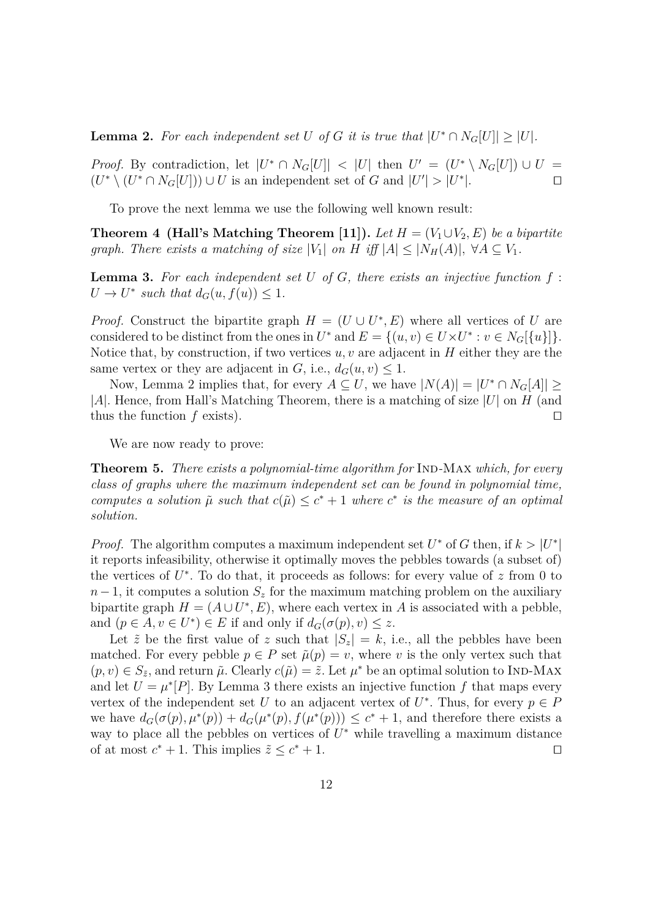**Lemma 2.** *For each independent set $U$ of $G$ it is true that $|U^* \cap N_G[U]| \geq |U|$.*

*Proof.* By contradiction, let $|U^* \cap N_G[U]| < |U|$ then $U' = (U^* \setminus N_G[U]) \cup U = (U^* \setminus (U^* \cap N_G[U])) \cup U$ is an independent set of $G$ and $|U'| > |U^*|$. $\square$

To prove the next lemma we use the following well known result:

**Theorem 4 (Hall's Matching Theorem [11]).** *Let $H = (V_1 \cup V_2, E)$ be a bipartite graph. There exists a matching of size $|V_1|$ on $H$ iff $|A| \leq |N_H(A)|$, $\forall A \subseteq V_1$.*

**Lemma 3.** *For each independent set $U$ of $G$, there exists an injective function $f : U \to U^*$ such that $d_G(u, f(u)) \leq 1$.*

*Proof.* Construct the bipartite graph $H = (U \cup U^*, E)$ where all vertices of $U$ are considered to be distinct from the ones in $U^*$ and $E = \{(u, v) \in U \times U^* : v \in N_G[\{u\}]\}$. Notice that, by construction, if two vertices $u, v$ are adjacent in $H$ either they are the same vertex or they are adjacent in $G$, i.e., $d_G(u, v) \leq 1$.

Now, Lemma 2 implies that, for every $A \subseteq U$, we have $|N(A)| = |U^* \cap N_G[A]| \geq |A|$. Hence, from Hall's Matching Theorem, there is a matching of size $|U|$ on $H$ (and thus the function $f$ exists). $\square$

We are now ready to prove:

**Theorem 5.** *There exists a polynomial-time algorithm for* Ind-Max *which, for every class of graphs where the maximum independent set can be found in polynomial time, computes a solution $\tilde{\mu}$ such that $c(\tilde{\mu}) \leq c^* + 1$ where $c^*$ is the measure of an optimal solution.*

*Proof.* The algorithm computes a maximum independent set $U^*$ of $G$ then, if $k > |U^*|$ it reports infeasibility, otherwise it optimally moves the pebbles towards (a subset of) the vertices of $U^*$. To do that, it proceeds as follows: for every value of $z$ from 0 to $n-1$, it computes a solution $S_z$ for the maximum matching problem on the auxiliary bipartite graph $H = (A \cup U^*, E)$, where each vertex in $A$ is associated with a pebble, and $(p \in A, v \in U^*) \in E$ if and only if $d_G(\sigma(p), v) \leq z$.

Let $\tilde{z}$ be the first value of $z$ such that $|S_z| = k$, i.e., all the pebbles have been matched. For every pebble $p \in P$ set $\tilde{\mu}(p) = v$, where $v$ is the only vertex such that $(p, v) \in S_{\tilde{z}}$, and return $\tilde{\mu}$. Clearly $c(\tilde{\mu}) = \tilde{z}$. Let $\mu^*$ be an optimal solution to Ind-Max and let $U = \mu^*[P]$. By Lemma 3 there exists an injective function $f$ that maps every vertex of the independent set $U$ to an adjacent vertex of $U^*$. Thus, for every $p \in P$ we have $d_G(\sigma(p), \mu^*(p)) + d_G(\mu^*(p), f(\mu^*(p))) \leq c^* + 1$, and therefore there exists a way to place all the pebbles on vertices of $U^*$ while travelling a maximum distance of at most $c^* + 1$. This implies $\tilde{z} \leq c^* + 1$. $\square$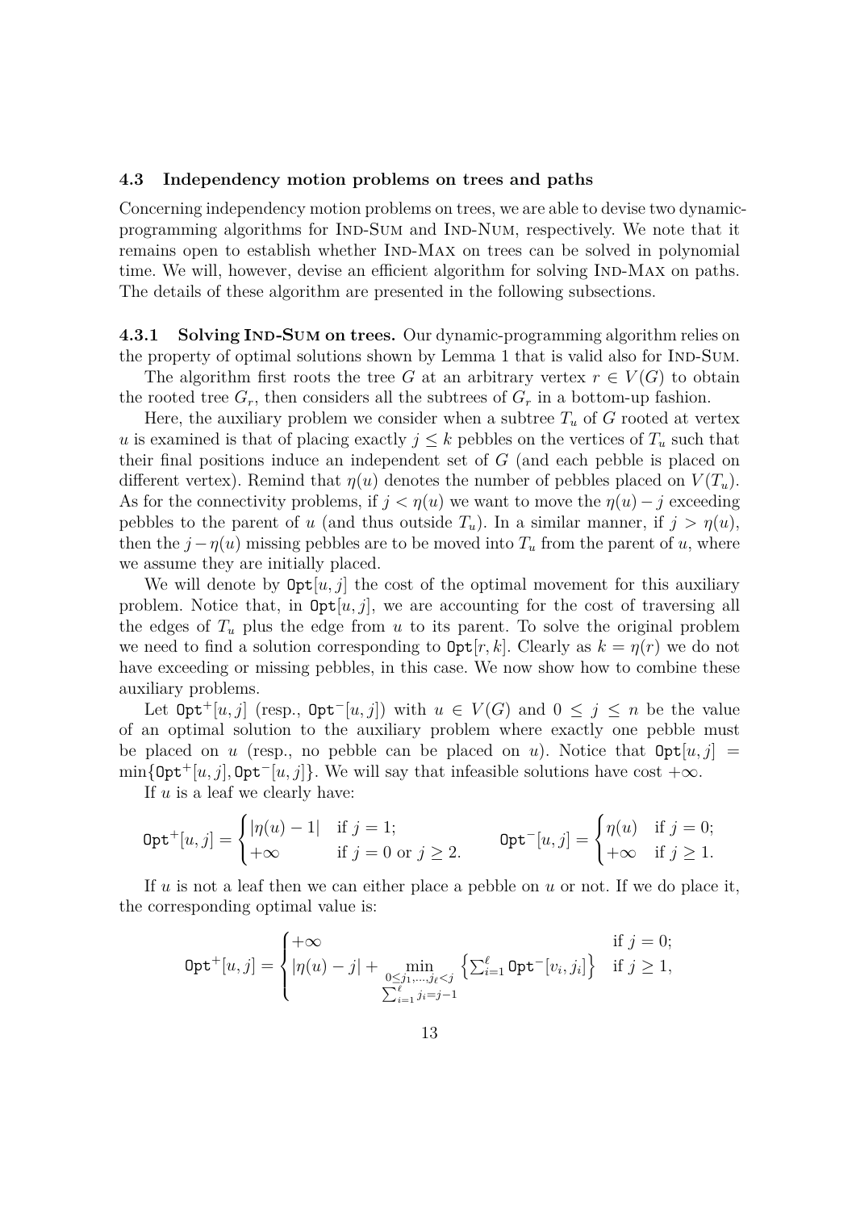### 4.3 Independency motion problems on trees and paths

Concerning independency motion problems on trees, we are able to devise two dynamic-programming algorithms for Ind-Sum and Ind-Num, respectively. We note that it remains open to establish whether Ind-Max on trees can be solved in polynomial time. We will, however, devise an efficient algorithm for solving Ind-Max on paths. The details of these algorithm are presented in the following subsections.

**4.3.1 Solving Ind-Sum on trees.** Our dynamic-programming algorithm relies on the property of optimal solutions shown by Lemma 1 that is valid also for Ind-Sum.

The algorithm first roots the tree $G$ at an arbitrary vertex $r \in V(G)$ to obtain the rooted tree $G_r$, then considers all the subtrees of $G_r$ in a bottom-up fashion.

Here, the auxiliary problem we consider when a subtree $T_u$ of $G$ rooted at vertex $u$ is examined is that of placing exactly $j \le k$ pebbles on the vertices of $T_u$ such that their final positions induce an independent set of $G$ (and each pebble is placed on different vertex). Remind that $\eta(u)$ denotes the number of pebbles placed on $V(T_u)$. As for the connectivity problems, if $j < \eta(u)$ we want to move the $\eta(u) - j$ exceeding pebbles to the parent of $u$ (and thus outside $T_u$). In a similar manner, if $j > \eta(u)$, then the $j - \eta(u)$ missing pebbles are to be moved into $T_u$ from the parent of $u$, where we assume they are initially placed.

We will denote by $\texttt{Opt}[u, j]$ the cost of the optimal movement for this auxiliary problem. Notice that, in $\texttt{Opt}[u, j]$, we are accounting for the cost of traversing all the edges of $T_u$ plus the edge from $u$ to its parent. To solve the original problem we need to find a solution corresponding to $\texttt{Opt}[r, k]$. Clearly as $k = \eta(r)$ we do not have exceeding or missing pebbles, in this case. We now show how to combine these auxiliary problems.

Let $\texttt{Opt}^+[u, j]$ (resp., $\texttt{Opt}^-[u, j]$) with $u \in V(G)$ and $0 \le j \le n$ be the value of an optimal solution to the auxiliary problem where exactly one pebble must be placed on $u$ (resp., no pebble can be placed on $u$). Notice that $\texttt{Opt}[u, j] = \min\{\texttt{Opt}^+[u, j], \texttt{Opt}^-[u, j]\}$. We will say that infeasible solutions have cost $+\infty$.

If $u$ is a leaf we clearly have:

$$\texttt{Opt}^+[u, j] = \begin{cases} |\eta(u) - 1| & \text{if } j = 1; \\ +\infty & \text{if } j = 0 \text{ or } j \ge 2. \end{cases} \qquad \texttt{Opt}^-[u, j] = \begin{cases} \eta(u) & \text{if } j = 0; \\ +\infty & \text{if } j \ge 1. \end{cases}$$

If $u$ is not a leaf then we can either place a pebble on $u$ or not. If we do place it, the corresponding optimal value is:

$$\texttt{Opt}^+[u, j] = \begin{cases} +\infty & \text{if } j = 0; \\ |\eta(u) - j| + \min\limits_{\substack{0 \le j_1, \dots, j_\ell < j \\ \sum_{i=1}^{\ell} j_i = j-1}} \left\{ \sum_{i=1}^{\ell} \texttt{Opt}^-[v_i, j_i] \right\} & \text{if } j \ge 1, \end{cases}$$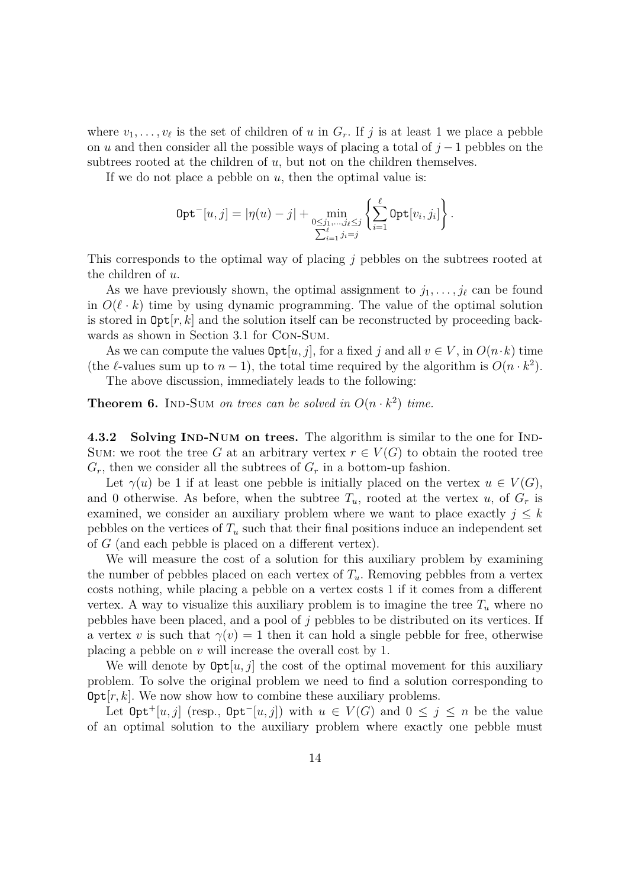where $v_1, \dots, v_\ell$ is the set of children of $u$ in $G_r$. If $j$ is at least 1 we place a pebble on $u$ and then consider all the possible ways of placing a total of $j-1$ pebbles on the subtrees rooted at the children of $u$, but not on the children themselves.

If we do not place a pebble on $u$, then the optimal value is:

$$\mathtt{Opt}^-[u,j] = |\eta(u) - j| + \min_{\substack{0 \le j_1,\dots,j_\ell \le j \\ \sum_{i=1}^{\ell} j_i = j}} \left\{ \sum_{i=1}^{\ell} \mathtt{Opt}[v_i, j_i] \right\}.$$

This corresponds to the optimal way of placing $j$ pebbles on the subtrees rooted at the children of $u$.

As we have previously shown, the optimal assignment to $j_1, \dots, j_\ell$ can be found in $O(\ell \cdot k)$ time by using dynamic programming. The value of the optimal solution is stored in $\mathtt{Opt}[r,k]$ and the solution itself can be reconstructed by proceeding backwards as shown in Section 3.1 for Con-Sum.

As we can compute the values $\mathtt{Opt}[u,j]$, for a fixed $j$ and all $v \in V$, in $O(n \cdot k)$ time (the $\ell$-values sum up to $n-1$), the total time required by the algorithm is $O(n \cdot k^2)$.

The above discussion, immediately leads to the following:

**Theorem 6.** Ind-Sum *on trees can be solved in* $O(n \cdot k^2)$ *time.*

**4.3.2 Solving Ind-Num on trees.** The algorithm is similar to the one for Ind-Sum: we root the tree $G$ at an arbitrary vertex $r \in V(G)$ to obtain the rooted tree $G_r$, then we consider all the subtrees of $G_r$ in a bottom-up fashion.

Let $\gamma(u)$ be 1 if at least one pebble is initially placed on the vertex $u \in V(G)$, and 0 otherwise. As before, when the subtree $T_u$, rooted at the vertex $u$, of $G_r$ is examined, we consider an auxiliary problem where we want to place exactly $j \le k$ pebbles on the vertices of $T_u$ such that their final positions induce an independent set of $G$ (and each pebble is placed on a different vertex).

We will measure the cost of a solution for this auxiliary problem by examining the number of pebbles placed on each vertex of $T_u$. Removing pebbles from a vertex costs nothing, while placing a pebble on a vertex costs 1 if it comes from a different vertex. A way to visualize this auxiliary problem is to imagine the tree $T_u$ where no pebbles have been placed, and a pool of $j$ pebbles to be distributed on its vertices. If a vertex $v$ is such that $\gamma(v) = 1$ then it can hold a single pebble for free, otherwise placing a pebble on $v$ will increase the overall cost by 1.

We will denote by $\mathtt{Opt}[u,j]$ the cost of the optimal movement for this auxiliary problem. To solve the original problem we need to find a solution corresponding to $\mathtt{Opt}[r,k]$. We now show how to combine these auxiliary problems.

Let $\mathtt{Opt}^+[u,j]$ (resp., $\mathtt{Opt}^-[u,j]$) with $u \in V(G)$ and $0 \le j \le n$ be the value of an optimal solution to the auxiliary problem where exactly one pebble must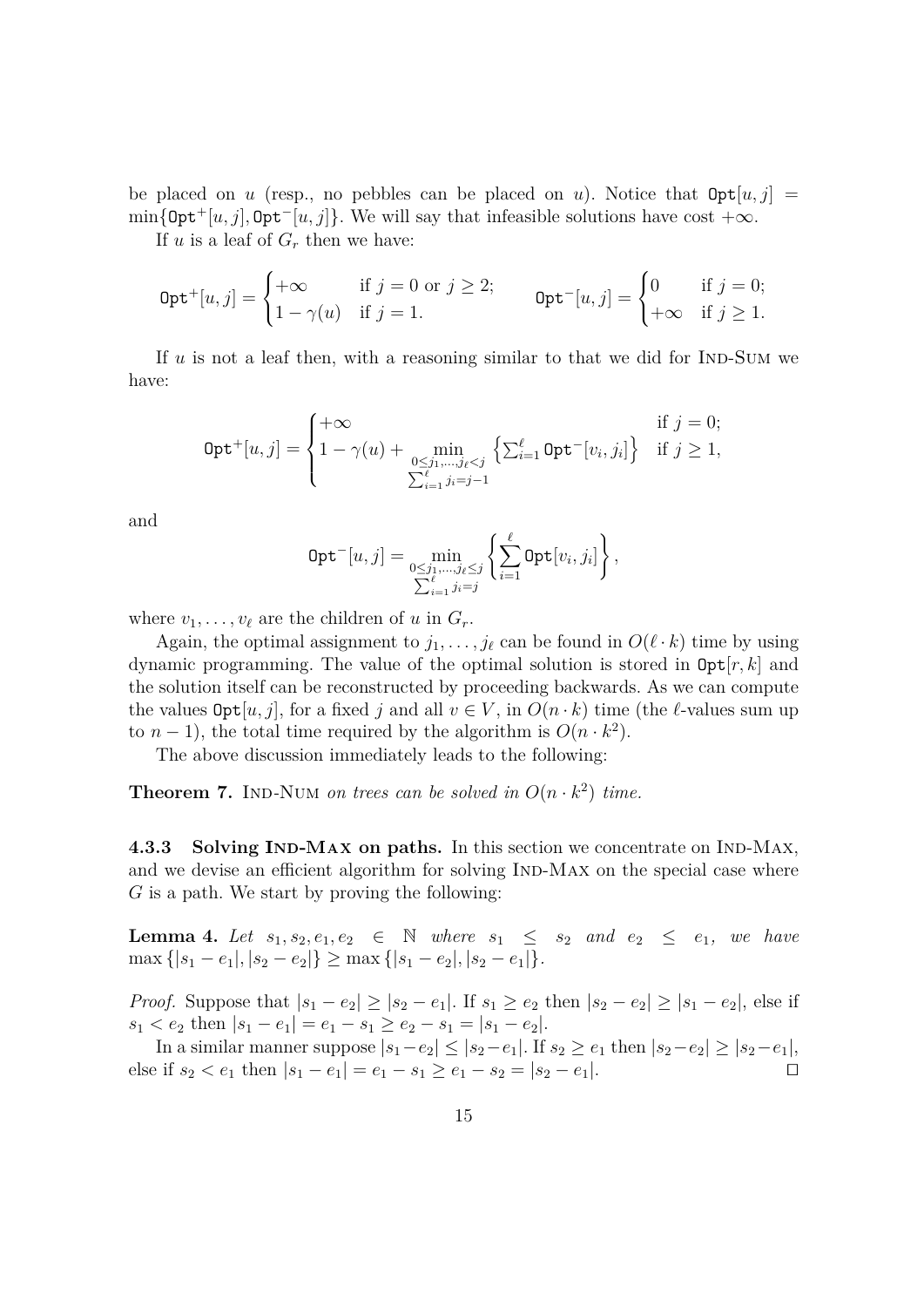be placed on $u$ (resp., no pebbles can be placed on $u$). Notice that $\texttt{Opt}[u,j] = \min\{\texttt{Opt}^+[u,j], \texttt{Opt}^-[u,j]\}$. We will say that infeasible solutions have cost $+\infty$.

If $u$ is a leaf of $G_r$ then we have:

$$\texttt{Opt}^+[u,j] = \begin{cases} +\infty & \text{if } j=0 \text{ or } j \geq 2; \\ 1-\gamma(u) & \text{if } j=1. \end{cases} \qquad \texttt{Opt}^-[u,j] = \begin{cases} 0 & \text{if } j=0; \\ +\infty & \text{if } j \geq 1. \end{cases}$$

If $u$ is not a leaf then, with a reasoning similar to that we did for Ind-Sum we have:

$$\texttt{Opt}^+[u,j] = \begin{cases} +\infty & \text{if } j=0; \\ 1-\gamma(u) + \min\limits_{\substack{0 \leq j_1,\ldots,j_\ell < j \\ \sum_{i=1}^{\ell} j_i = j-1}} \left\{ \sum_{i=1}^{\ell} \texttt{Opt}^-[v_i, j_i] \right\} & \text{if } j \geq 1, \end{cases}$$

and

$$\texttt{Opt}^-[u,j] = \min_{\substack{0 \leq j_1,\ldots,j_\ell \leq j \\ \sum_{i=1}^{\ell} j_i = j}} \left\{ \sum_{i=1}^{\ell} \texttt{Opt}[v_i, j_i] \right\},$$

where $v_1, \ldots, v_\ell$ are the children of $u$ in $G_r$.

Again, the optimal assignment to $j_1, \ldots, j_\ell$ can be found in $O(\ell \cdot k)$ time by using dynamic programming. The value of the optimal solution is stored in $\texttt{Opt}[r,k]$ and the solution itself can be reconstructed by proceeding backwards. As we can compute the values $\texttt{Opt}[u,j]$, for a fixed $j$ and all $v \in V$, in $O(n \cdot k)$ time (the $\ell$-values sum up to $n-1$), the total time required by the algorithm is $O(n \cdot k^2)$.

The above discussion immediately leads to the following:

**Theorem 7.** *Ind-Num on trees can be solved in $O(n \cdot k^2)$ time.*

#### 4.3.3 Solving Ind-Max on paths.

In this section we concentrate on Ind-Max, and we devise an efficient algorithm for solving Ind-Max on the special case where $G$ is a path. We start by proving the following:

**Lemma 4.** *Let $s_1, s_2, e_1, e_2 \in \mathbb{N}$ where $s_1 \leq s_2$ and $e_2 \leq e_1$, we have $\max\{|s_1 - e_1|, |s_2 - e_2|\} \geq \max\{|s_1 - e_2|, |s_2 - e_1|\}$.*

*Proof.* Suppose that $|s_1 - e_2| \geq |s_2 - e_1|$. If $s_1 \geq e_2$ then $|s_2 - e_2| \geq |s_1 - e_2|$, else if $s_1 < e_2$ then $|s_1 - e_1| = e_1 - s_1 \geq e_2 - s_1 = |s_1 - e_2|$.

In a similar manner suppose $|s_1 - e_2| \leq |s_2 - e_1|$. If $s_2 \geq e_1$ then $|s_2 - e_2| \geq |s_2 - e_1|$, else if $s_2 < e_1$ then $|s_1 - e_1| = e_1 - s_1 \geq e_1 - s_2 = |s_2 - e_1|$. $\square$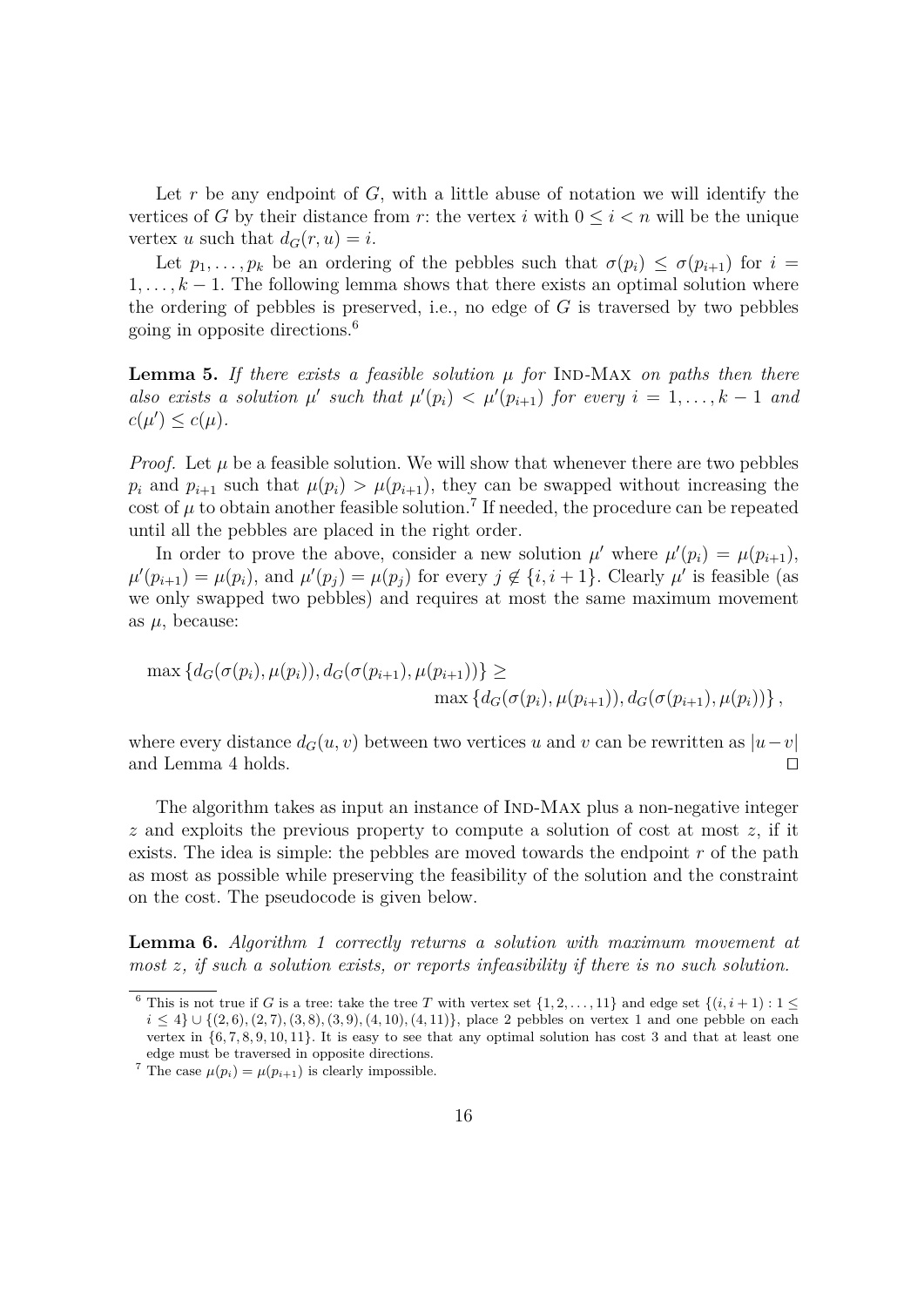Let $r$ be any endpoint of $G$, with a little abuse of notation we will identify the vertices of $G$ by their distance from $r$: the vertex $i$ with $0 \le i < n$ will be the unique vertex $u$ such that $d_G(r, u) = i$.

Let $p_1, \dots, p_k$ be an ordering of the pebbles such that $\sigma(p_i) \le \sigma(p_{i+1})$ for $i = 1, \dots, k-1$. The following lemma shows that there exists an optimal solution where the ordering of pebbles is preserved, i.e., no edge of $G$ is traversed by two pebbles going in opposite directions.[6]

**Lemma 5.** *If there exists a feasible solution $\mu$ for* Ind-Max *on paths then there also exists a solution $\mu'$ such that $\mu'(p_i) < \mu'(p_{i+1})$ for every $i = 1, \dots, k-1$ and $c(\mu') \le c(\mu)$.*

*Proof.* Let $\mu$ be a feasible solution. We will show that whenever there are two pebbles $p_i$ and $p_{i+1}$ such that $\mu(p_i) > \mu(p_{i+1})$, they can be swapped without increasing the cost of $\mu$ to obtain another feasible solution.[7] If needed, the procedure can be repeated until all the pebbles are placed in the right order.

In order to prove the above, consider a new solution $\mu'$ where $\mu'(p_i) = \mu(p_{i+1})$, $\mu'(p_{i+1}) = \mu(p_i)$, and $\mu'(p_j) = \mu(p_j)$ for every $j \notin \{i, i+1\}$. Clearly $\mu'$ is feasible (as we only swapped two pebbles) and requires at most the same maximum movement as $\mu$, because:

$$\max\{d_G(\sigma(p_i), \mu(p_i)), d_G(\sigma(p_{i+1}), \mu(p_{i+1}))\} \ge \max\{d_G(\sigma(p_i), \mu(p_{i+1})), d_G(\sigma(p_{i+1}), \mu(p_i))\},$$

where every distance $d_G(u, v)$ between two vertices $u$ and $v$ can be rewritten as $|u - v|$ and Lemma 4 holds. ☐

The algorithm takes as input an instance of Ind-Max plus a non-negative integer $z$ and exploits the previous property to compute a solution of cost at most $z$, if it exists. The idea is simple: the pebbles are moved towards the endpoint $r$ of the path as most as possible while preserving the feasibility of the solution and the constraint on the cost. The pseudocode is given below.

**Lemma 6.** *Algorithm 1 correctly returns a solution with maximum movement at most $z$, if such a solution exists, or reports infeasibility if there is no such solution.*

[6] This is not true if $G$ is a tree: take the tree $T$ with vertex set $\{1, 2, \dots, 11\}$ and edge set $\{(i, i+1) : 1 \le i \le 4\} \cup \{(2, 6), (2, 7), (3, 8), (3, 9), (4, 10), (4, 11)\}$, place 2 pebbles on vertex 1 and one pebble on each vertex in $\{6, 7, 8, 9, 10, 11\}$. It is easy to see that any optimal solution has cost 3 and that at least one edge must be traversed in opposite directions.

[7] The case $\mu(p_i) = \mu(p_{i+1})$ is clearly impossible.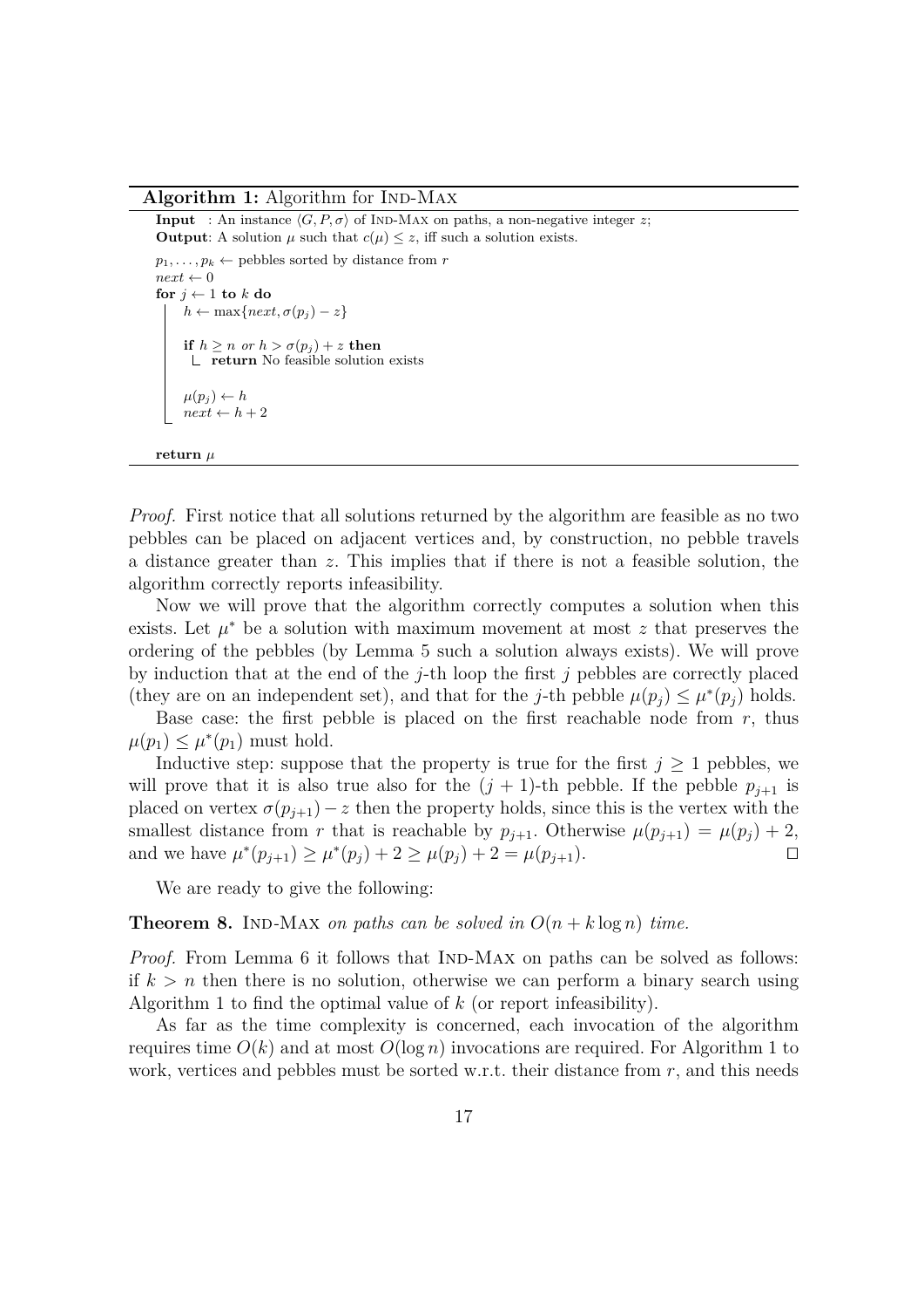**Algorithm 1:** Algorithm for Ind-Max

```
Input  : An instance ⟨G, P, σ⟩ of Ind-Max on paths, a non-negative integer z;
Output: A solution μ such that c(μ) ≤ z, iff such a solution exists.

p_1, ..., p_k ← pebbles sorted by distance from r
next ← 0
for j ← 1 to k do
    h ← max{next, σ(p_j) − z}

    if h ≥ n or h > σ(p_j) + z then
        return No feasible solution exists

    μ(p_j) ← h
    next ← h + 2

return μ
```

*Proof.* First notice that all solutions returned by the algorithm are feasible as no two pebbles can be placed on adjacent vertices and, by construction, no pebble travels a distance greater than $z$. This implies that if there is not a feasible solution, the algorithm correctly reports infeasibility.

Now we will prove that the algorithm correctly computes a solution when this exists. Let $\mu^*$ be a solution with maximum movement at most $z$ that preserves the ordering of the pebbles (by Lemma 5 such a solution always exists). We will prove by induction that at the end of the $j$-th loop the first $j$ pebbles are correctly placed (they are on an independent set), and that for the $j$-th pebble $\mu(p_j) \leq \mu^*(p_j)$ holds.

Base case: the first pebble is placed on the first reachable node from $r$, thus $\mu(p_1) \leq \mu^*(p_1)$ must hold.

Inductive step: suppose that the property is true for the first $j \geq 1$ pebbles, we will prove that it is also true also for the $(j+1)$-th pebble. If the pebble $p_{j+1}$ is placed on vertex $\sigma(p_{j+1}) - z$ then the property holds, since this is the vertex with the smallest distance from $r$ that is reachable by $p_{j+1}$. Otherwise $\mu(p_{j+1}) = \mu(p_j) + 2$, and we have $\mu^*(p_{j+1}) \geq \mu^*(p_j) + 2 \geq \mu(p_j) + 2 = \mu(p_{j+1})$. ◻

We are ready to give the following:

**Theorem 8.** *Ind-Max on paths can be solved in $O(n + k \log n)$ time.*

*Proof.* From Lemma 6 it follows that Ind-Max on paths can be solved as follows: if $k > n$ then there is no solution, otherwise we can perform a binary search using Algorithm 1 to find the optimal value of $k$ (or report infeasibility).

As far as the time complexity is concerned, each invocation of the algorithm requires time $O(k)$ and at most $O(\log n)$ invocations are required. For Algorithm 1 to work, vertices and pebbles must be sorted w.r.t. their distance from $r$, and this needs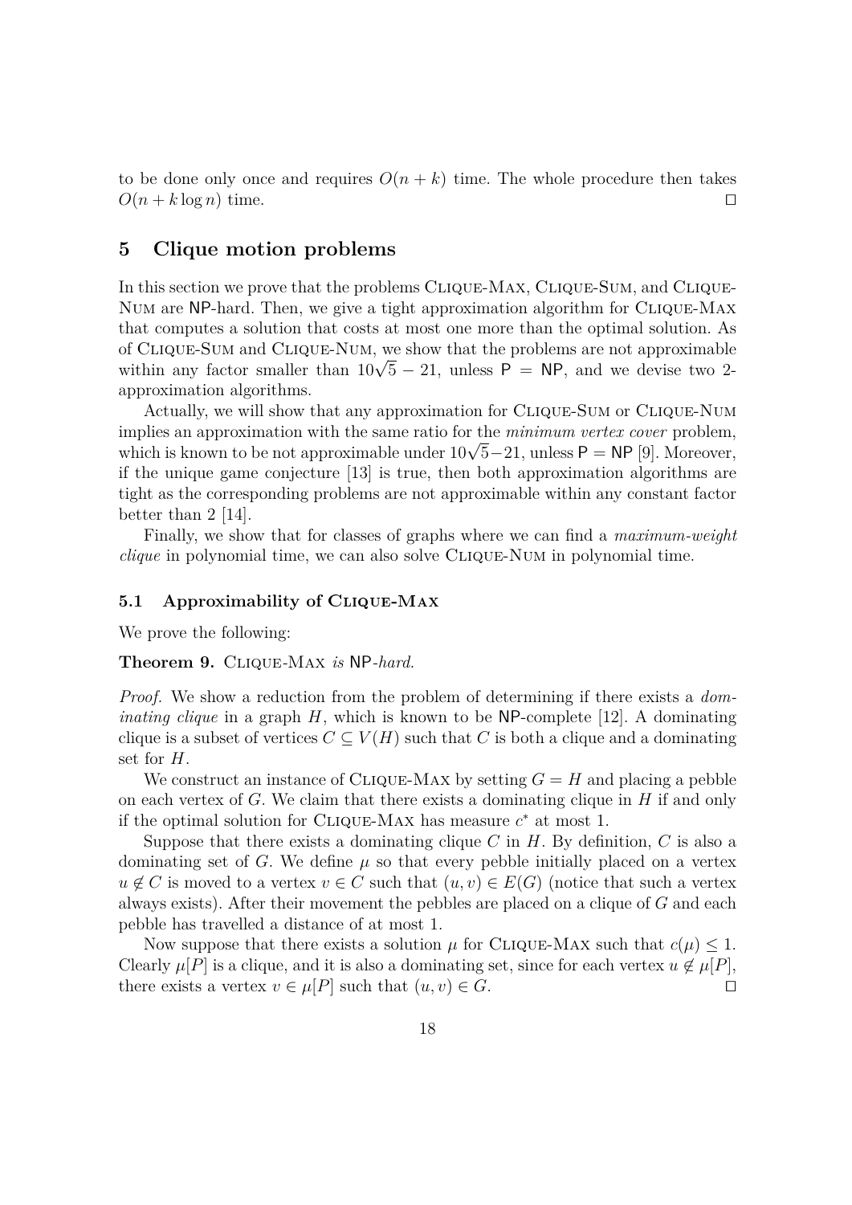to be done only once and requires $O(n + k)$ time. The whole procedure then takes $O(n + k \log n)$ time. □

## 5 Clique motion problems

In this section we prove that the problems Clique-Max, Clique-Sum, and Clique-Num are NP-hard. Then, we give a tight approximation algorithm for Clique-Max that computes a solution that costs at most one more than the optimal solution. As of Clique-Sum and Clique-Num, we show that the problems are not approximable within any factor smaller than $10\sqrt{5} - 21$, unless $\mathsf{P} = \mathsf{NP}$, and we devise two 2-approximation algorithms.

Actually, we will show that any approximation for Clique-Sum or Clique-Num implies an approximation with the same ratio for the *minimum vertex cover* problem, which is known to be not approximable under $10\sqrt{5}-21$, unless $\mathsf{P} = \mathsf{NP}$ [9]. Moreover, if the unique game conjecture [13] is true, then both approximation algorithms are tight as the corresponding problems are not approximable within any constant factor better than 2 [14].

Finally, we show that for classes of graphs where we can find a *maximum-weight clique* in polynomial time, we can also solve Clique-Num in polynomial time.

### 5.1 Approximability of Clique-Max

We prove the following:

**Theorem 9.** Clique-Max *is* NP*-hard.*

*Proof.* We show a reduction from the problem of determining if there exists a *dominating clique* in a graph $H$, which is known to be NP-complete [12]. A dominating clique is a subset of vertices $C \subseteq V(H)$ such that $C$ is both a clique and a dominating set for $H$.

We construct an instance of Clique-Max by setting $G = H$ and placing a pebble on each vertex of $G$. We claim that there exists a dominating clique in $H$ if and only if the optimal solution for Clique-Max has measure $c^*$ at most 1.

Suppose that there exists a dominating clique $C$ in $H$. By definition, $C$ is also a dominating set of $G$. We define $\mu$ so that every pebble initially placed on a vertex $u \notin C$ is moved to a vertex $v \in C$ such that $(u, v) \in E(G)$ (notice that such a vertex always exists). After their movement the pebbles are placed on a clique of $G$ and each pebble has travelled a distance of at most 1.

Now suppose that there exists a solution $\mu$ for Clique-Max such that $c(\mu) \leq 1$. Clearly $\mu[P]$ is a clique, and it is also a dominating set, since for each vertex $u \notin \mu[P]$, there exists a vertex $v \in \mu[P]$ such that $(u, v) \in G$. □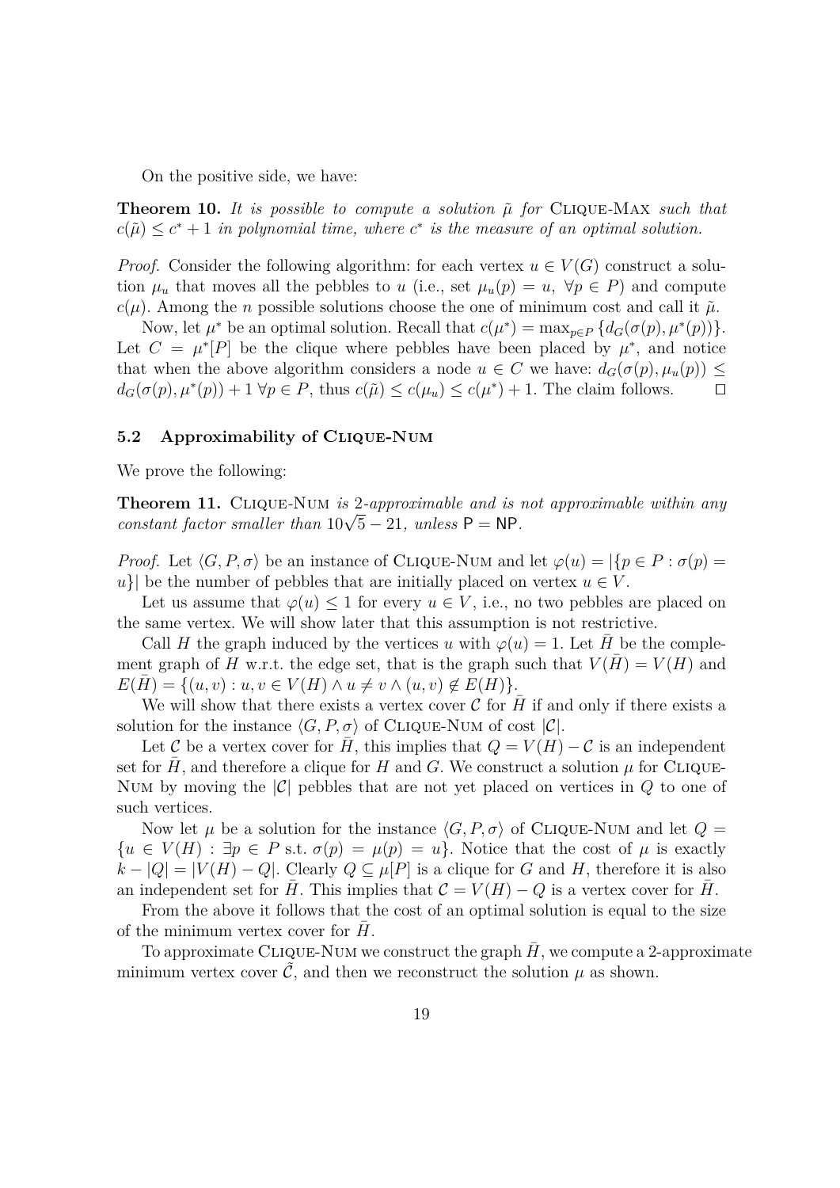On the positive side, we have:

**Theorem 10.** *It is possible to compute a solution $\tilde{\mu}$ for* Clique-Max *such that $c(\tilde{\mu}) \leq c^* + 1$ in polynomial time, where $c^*$ is the measure of an optimal solution.*

*Proof.* Consider the following algorithm: for each vertex $u \in V(G)$ construct a solution $\mu_u$ that moves all the pebbles to $u$ (i.e., set $\mu_u(p) = u, \ \forall p \in P$) and compute $c(\mu)$. Among the $n$ possible solutions choose the one of minimum cost and call it $\tilde{\mu}$.

Now, let $\mu^*$ be an optimal solution. Recall that $c(\mu^*) = \max_{p \in P} \{d_G(\sigma(p), \mu^*(p))\}$. Let $C = \mu^*[P]$ be the clique where pebbles have been placed by $\mu^*$, and notice that when the above algorithm considers a node $u \in C$ we have: $d_G(\sigma(p), \mu_u(p)) \leq d_G(\sigma(p), \mu^*(p)) + 1 \ \forall p \in P$, thus $c(\tilde{\mu}) \leq c(\mu_u) \leq c(\mu^*) + 1$. The claim follows. $\square$

### 5.2 Approximability of Clique-Num

We prove the following:

**Theorem 11.** Clique-Num *is 2-approximable and is not approximable within any constant factor smaller than $10\sqrt{5} - 21$, unless $\mathsf{P} = \mathsf{NP}$.*

*Proof.* Let $\langle G, P, \sigma \rangle$ be an instance of Clique-Num and let $\varphi(u) = |\{p \in P : \sigma(p) = u\}|$ be the number of pebbles that are initially placed on vertex $u \in V$.

Let us assume that $\varphi(u) \leq 1$ for every $u \in V$, i.e., no two pebbles are placed on the same vertex. We will show later that this assumption is not restrictive.

Call $H$ the graph induced by the vertices $u$ with $\varphi(u) = 1$. Let $\bar{H}$ be the complement graph of $H$ w.r.t. the edge set, that is the graph such that $V(\bar{H}) = V(H)$ and $E(\bar{H}) = \{(u, v) : u, v \in V(H) \wedge u \neq v \wedge (u, v) \notin E(H)\}$.

We will show that there exists a vertex cover $\mathcal{C}$ for $\bar{H}$ if and only if there exists a solution for the instance $\langle G, P, \sigma \rangle$ of Clique-Num of cost $|\mathcal{C}|$.

Let $\mathcal{C}$ be a vertex cover for $\bar{H}$, this implies that $Q = V(H) - \mathcal{C}$ is an independent set for $\bar{H}$, and therefore a clique for $H$ and $G$. We construct a solution $\mu$ for Clique-Num by moving the $|\mathcal{C}|$ pebbles that are not yet placed on vertices in $Q$ to one of such vertices.

Now let $\mu$ be a solution for the instance $\langle G, P, \sigma \rangle$ of Clique-Num and let $Q = \{u \in V(H) : \exists p \in P \text{ s.t. } \sigma(p) = \mu(p) = u\}$. Notice that the cost of $\mu$ is exactly $k - |Q| = |V(H) - Q|$. Clearly $Q \subseteq \mu[P]$ is a clique for $G$ and $H$, therefore it is also an independent set for $\bar{H}$. This implies that $\mathcal{C} = V(H) - Q$ is a vertex cover for $\bar{H}$.

From the above it follows that the cost of an optimal solution is equal to the size of the minimum vertex cover for $\bar{H}$.

To approximate Clique-Num we construct the graph $\bar{H}$, we compute a 2-approximate minimum vertex cover $\tilde{\mathcal{C}}$, and then we reconstruct the solution $\mu$ as shown.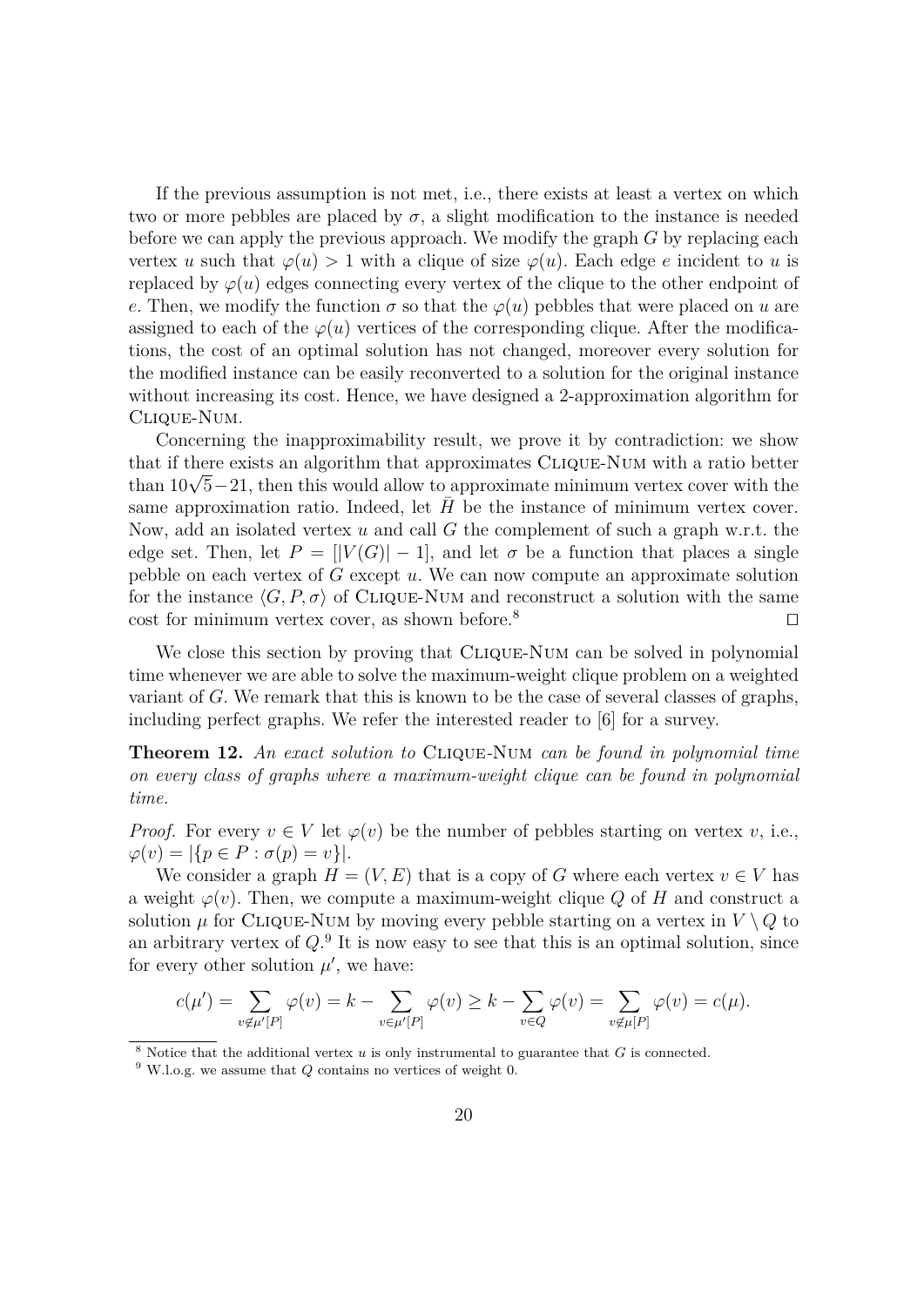If the previous assumption is not met, i.e., there exists at least a vertex on which two or more pebbles are placed by $\sigma$, a slight modification to the instance is needed before we can apply the previous approach. We modify the graph $G$ by replacing each vertex $u$ such that $\varphi(u) > 1$ with a clique of size $\varphi(u)$. Each edge $e$ incident to $u$ is replaced by $\varphi(u)$ edges connecting every vertex of the clique to the other endpoint of $e$. Then, we modify the function $\sigma$ so that the $\varphi(u)$ pebbles that were placed on $u$ are assigned to each of the $\varphi(u)$ vertices of the corresponding clique. After the modifications, the cost of an optimal solution has not changed, moreover every solution for the modified instance can be easily reconverted to a solution for the original instance without increasing its cost. Hence, we have designed a 2-approximation algorithm for Clique-Num.

Concerning the inapproximability result, we prove it by contradiction: we show that if there exists an algorithm that approximates Clique-Num with a ratio better than $10\sqrt{5}-21$, then this would allow to approximate minimum vertex cover with the same approximation ratio. Indeed, let $\bar{H}$ be the instance of minimum vertex cover. Now, add an isolated vertex $u$ and call $G$ the complement of such a graph w.r.t. the edge set. Then, let $P = [|V(G)| - 1]$, and let $\sigma$ be a function that places a single pebble on each vertex of $G$ except $u$. We can now compute an approximate solution for the instance $\langle G, P, \sigma \rangle$ of Clique-Num and reconstruct a solution with the same cost for minimum vertex cover, as shown before.[8] $\square$

We close this section by proving that Clique-Num can be solved in polynomial time whenever we are able to solve the maximum-weight clique problem on a weighted variant of $G$. We remark that this is known to be the case of several classes of graphs, including perfect graphs. We refer the interested reader to [6] for a survey.

**Theorem 12.** *An exact solution to* Clique-Num *can be found in polynomial time on every class of graphs where a maximum-weight clique can be found in polynomial time.*

*Proof.* For every $v \in V$ let $\varphi(v)$ be the number of pebbles starting on vertex $v$, i.e., $\varphi(v) = |\{p \in P : \sigma(p) = v\}|$.

We consider a graph $H = (V, E)$ that is a copy of $G$ where each vertex $v \in V$ has a weight $\varphi(v)$. Then, we compute a maximum-weight clique $Q$ of $H$ and construct a solution $\mu$ for Clique-Num by moving every pebble starting on a vertex in $V \setminus Q$ to an arbitrary vertex of $Q$.[9] It is now easy to see that this is an optimal solution, since for every other solution $\mu'$, we have:

$$c(\mu') = \sum_{v \notin \mu'[P]} \varphi(v) = k - \sum_{v \in \mu'[P]} \varphi(v) \geq k - \sum_{v \in Q} \varphi(v) = \sum_{v \notin \mu[P]} \varphi(v) = c(\mu).$$

[8] Notice that the additional vertex $u$ is only instrumental to guarantee that $G$ is connected.

[9] W.l.o.g. we assume that $Q$ contains no vertices of weight 0.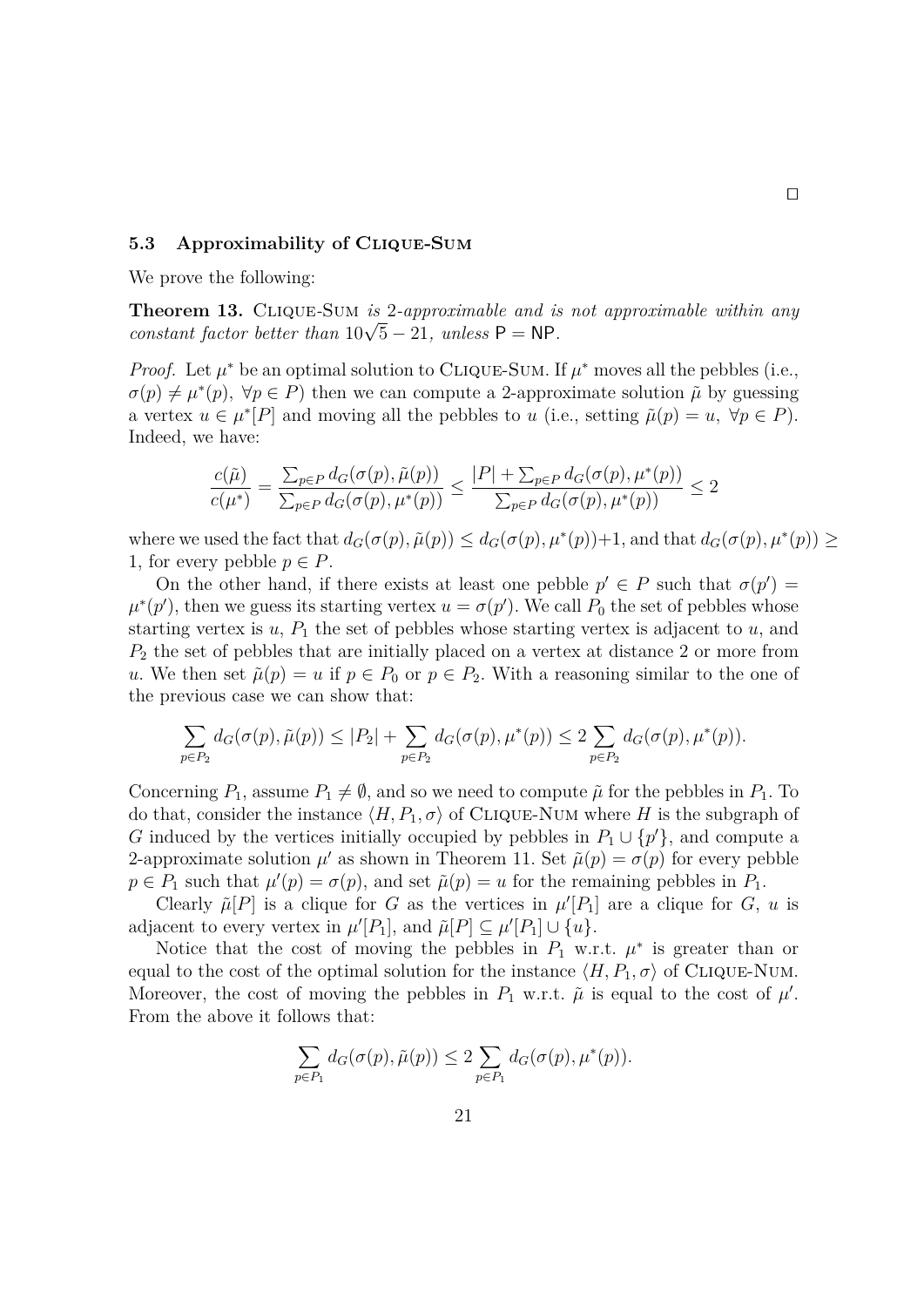□

### 5.3 Approximability of Clique-Sum

We prove the following:

**Theorem 13.** Clique-Sum *is 2-approximable and is not approximable within any constant factor better than* $10\sqrt{5} - 21$*, unless* $\mathsf{P} = \mathsf{NP}$.

*Proof.* Let $\mu^*$ be an optimal solution to Clique-Sum. If $\mu^*$ moves all the pebbles (i.e., $\sigma(p) \neq \mu^*(p),\ \forall p \in P$) then we can compute a 2-approximate solution $\tilde{\mu}$ by guessing a vertex $u \in \mu^*[P]$ and moving all the pebbles to $u$ (i.e., setting $\tilde{\mu}(p) = u,\ \forall p \in P$). Indeed, we have:

$$\frac{c(\tilde{\mu})}{c(\mu^*)} = \frac{\sum_{p \in P} d_G(\sigma(p), \tilde{\mu}(p))}{\sum_{p \in P} d_G(\sigma(p), \mu^*(p))} \leq \frac{|P| + \sum_{p \in P} d_G(\sigma(p), \mu^*(p))}{\sum_{p \in P} d_G(\sigma(p), \mu^*(p))} \leq 2$$

where we used the fact that $d_G(\sigma(p), \tilde{\mu}(p)) \leq d_G(\sigma(p), \mu^*(p)) + 1$, and that $d_G(\sigma(p), \mu^*(p)) \geq 1$, for every pebble $p \in P$.

On the other hand, if there exists at least one pebble $p' \in P$ such that $\sigma(p') = \mu^*(p')$, then we guess its starting vertex $u = \sigma(p')$. We call $P_0$ the set of pebbles whose starting vertex is $u$, $P_1$ the set of pebbles whose starting vertex is adjacent to $u$, and $P_2$ the set of pebbles that are initially placed on a vertex at distance 2 or more from $u$. We then set $\tilde{\mu}(p) = u$ if $p \in P_0$ or $p \in P_2$. With a reasoning similar to the one of the previous case we can show that:

$$\sum_{p \in P_2} d_G(\sigma(p), \tilde{\mu}(p)) \leq |P_2| + \sum_{p \in P_2} d_G(\sigma(p), \mu^*(p)) \leq 2 \sum_{p \in P_2} d_G(\sigma(p), \mu^*(p)).$$

Concerning $P_1$, assume $P_1 \neq \emptyset$, and so we need to compute $\tilde{\mu}$ for the pebbles in $P_1$. To do that, consider the instance $\langle H, P_1, \sigma \rangle$ of Clique-Num where $H$ is the subgraph of $G$ induced by the vertices initially occupied by pebbles in $P_1 \cup \{p'\}$, and compute a 2-approximate solution $\mu'$ as shown in Theorem 11. Set $\tilde{\mu}(p) = \sigma(p)$ for every pebble $p \in P_1$ such that $\mu'(p) = \sigma(p)$, and set $\tilde{\mu}(p) = u$ for the remaining pebbles in $P_1$.

Clearly $\tilde{\mu}[P]$ is a clique for $G$ as the vertices in $\mu'[P_1]$ are a clique for $G$, $u$ is adjacent to every vertex in $\mu'[P_1]$, and $\tilde{\mu}[P] \subseteq \mu'[P_1] \cup \{u\}$.

Notice that the cost of moving the pebbles in $P_1$ w.r.t. $\mu^*$ is greater than or equal to the cost of the optimal solution for the instance $\langle H, P_1, \sigma \rangle$ of Clique-Num. Moreover, the cost of moving the pebbles in $P_1$ w.r.t. $\tilde{\mu}$ is equal to the cost of $\mu'$. From the above it follows that:

$$\sum_{p \in P_1} d_G(\sigma(p), \tilde{\mu}(p)) \leq 2 \sum_{p \in P_1} d_G(\sigma(p), \mu^*(p)).$$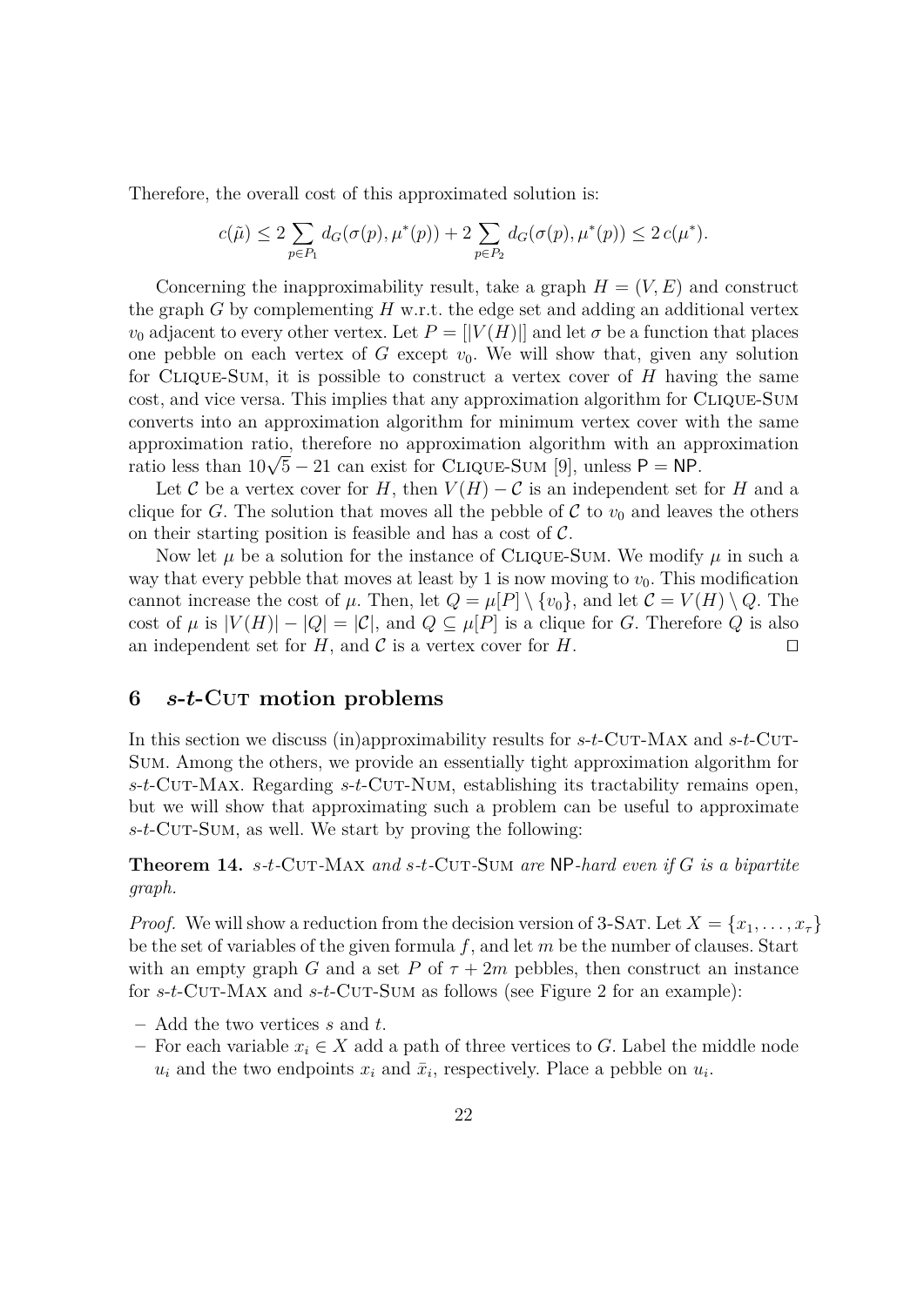Therefore, the overall cost of this approximated solution is:

$$c(\tilde{\mu}) \leq 2 \sum_{p \in P_1} d_G(\sigma(p), \mu^*(p)) + 2 \sum_{p \in P_2} d_G(\sigma(p), \mu^*(p)) \leq 2\, c(\mu^*).$$

Concerning the inapproximability result, take a graph $H = (V, E)$ and construct the graph $G$ by complementing $H$ w.r.t. the edge set and adding an additional vertex $v_0$ adjacent to every other vertex. Let $P = [|V(H)|]$ and let $\sigma$ be a function that places one pebble on each vertex of $G$ except $v_0$. We will show that, given any solution for Clique-Sum, it is possible to construct a vertex cover of $H$ having the same cost, and vice versa. This implies that any approximation algorithm for Clique-Sum converts into an approximation algorithm for minimum vertex cover with the same approximation ratio, therefore no approximation algorithm with an approximation ratio less than $10\sqrt{5} - 21$ can exist for Clique-Sum [9], unless $\mathsf{P} = \mathsf{NP}$.

Let $\mathcal{C}$ be a vertex cover for $H$, then $V(H) - \mathcal{C}$ is an independent set for $H$ and a clique for $G$. The solution that moves all the pebble of $\mathcal{C}$ to $v_0$ and leaves the others on their starting position is feasible and has a cost of $\mathcal{C}$.

Now let $\mu$ be a solution for the instance of Clique-Sum. We modify $\mu$ in such a way that every pebble that moves at least by 1 is now moving to $v_0$. This modification cannot increase the cost of $\mu$. Then, let $Q = \mu[P] \setminus \{v_0\}$, and let $\mathcal{C} = V(H) \setminus Q$. The cost of $\mu$ is $|V(H)| - |Q| = |\mathcal{C}|$, and $Q \subseteq \mu[P]$ is a clique for $G$. Therefore $Q$ is also an independent set for $H$, and $\mathcal{C}$ is a vertex cover for $H$. $\square$

## 6 *s*-*t*-Cut motion problems

In this section we discuss (in)approximability results for *s*-*t*-Cut-Max and *s*-*t*-Cut-Sum. Among the others, we provide an essentially tight approximation algorithm for *s*-*t*-Cut-Max. Regarding *s*-*t*-Cut-Num, establishing its tractability remains open, but we will show that approximating such a problem can be useful to approximate *s*-*t*-Cut-Sum, as well. We start by proving the following:

**Theorem 14.** *s-t-Cut-Max and s-t-Cut-Sum are* $\mathsf{NP}$*-hard even if $G$ is a bipartite graph.*

*Proof.* We will show a reduction from the decision version of 3-Sat. Let $X = \{x_1, \ldots, x_\tau\}$ be the set of variables of the given formula $f$, and let $m$ be the number of clauses. Start with an empty graph $G$ and a set $P$ of $\tau + 2m$ pebbles, then construct an instance for *s*-*t*-Cut-Max and *s*-*t*-Cut-Sum as follows (see Figure 2 for an example):

- Add the two vertices $s$ and $t$.
- For each variable $x_i \in X$ add a path of three vertices to $G$. Label the middle node $u_i$ and the two endpoints $x_i$ and $\bar{x}_i$, respectively. Place a pebble on $u_i$.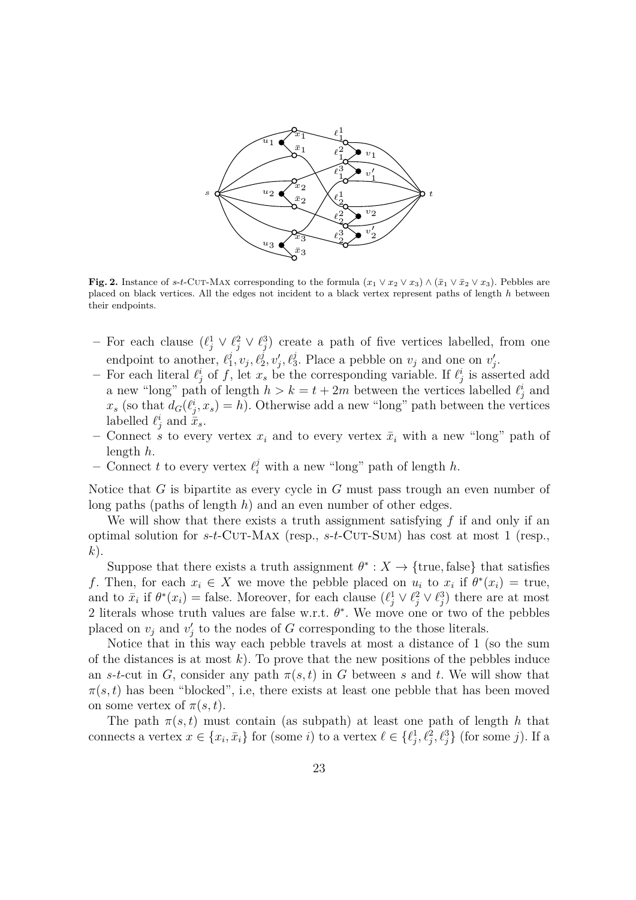**Fig. 2.** Instance of $s$-$t$-Cut-Max corresponding to the formula $(x_1 \vee x_2 \vee x_3) \wedge (\bar{x}_1 \vee \bar{x}_2 \vee x_3)$. Pebbles are placed on black vertices. All the edges not incident to a black vertex represent paths of length $h$ between their endpoints.

- For each clause $(\ell_j^1 \vee \ell_j^2 \vee \ell_j^3)$ create a path of five vertices labelled, from one endpoint to another, $\ell_1^j, v_j, \ell_2^j, v_j', \ell_3^j$. Place a pebble on $v_j$ and one on $v_j'$.
- For each literal $\ell_j^i$ of $f$, let $x_s$ be the corresponding variable. If $\ell_j^i$ is asserted add a new "long" path of length $h > k = t + 2m$ between the vertices labelled $\ell_j^i$ and $x_s$ (so that $d_G(\ell_j^i, x_s) = h$). Otherwise add a new "long" path between the vertices labelled $\ell_j^i$ and $\bar{x}_s$.
- Connect $s$ to every vertex $x_i$ and to every vertex $\bar{x}_i$ with a new "long" path of length $h$.
- Connect $t$ to every vertex $\ell_i^j$ with a new "long" path of length $h$.

Notice that $G$ is bipartite as every cycle in $G$ must pass trough an even number of long paths (paths of length $h$) and an even number of other edges.

We will show that there exists a truth assignment satisfying $f$ if and only if an optimal solution for $s$-$t$-Cut-Max (resp., $s$-$t$-Cut-Sum) has cost at most 1 (resp., $k$).

Suppose that there exists a truth assignment $\theta^* : X \to \{\text{true}, \text{false}\}$ that satisfies $f$. Then, for each $x_i \in X$ we move the pebble placed on $u_i$ to $x_i$ if $\theta^*(x_i) = \text{true}$, and to $\bar{x}_i$ if $\theta^*(x_i) = \text{false}$. Moreover, for each clause $(\ell_j^1 \vee \ell_j^2 \vee \ell_j^3)$ there are at most 2 literals whose truth values are false w.r.t. $\theta^*$. We move one or two of the pebbles placed on $v_j$ and $v_j'$ to the nodes of $G$ corresponding to the those literals.

Notice that in this way each pebble travels at most a distance of 1 (so the sum of the distances is at most $k$). To prove that the new positions of the pebbles induce an $s$-$t$-cut in $G$, consider any path $\pi(s,t)$ in $G$ between $s$ and $t$. We will show that $\pi(s,t)$ has been "blocked", i.e, there exists at least one pebble that has been moved on some vertex of $\pi(s,t)$.

The path $\pi(s,t)$ must contain (as subpath) at least one path of length $h$ that connects a vertex $x \in \{x_i, \bar{x}_i\}$ for (some $i$) to a vertex $\ell \in \{\ell_j^1, \ell_j^2, \ell_j^3\}$ (for some $j$). If a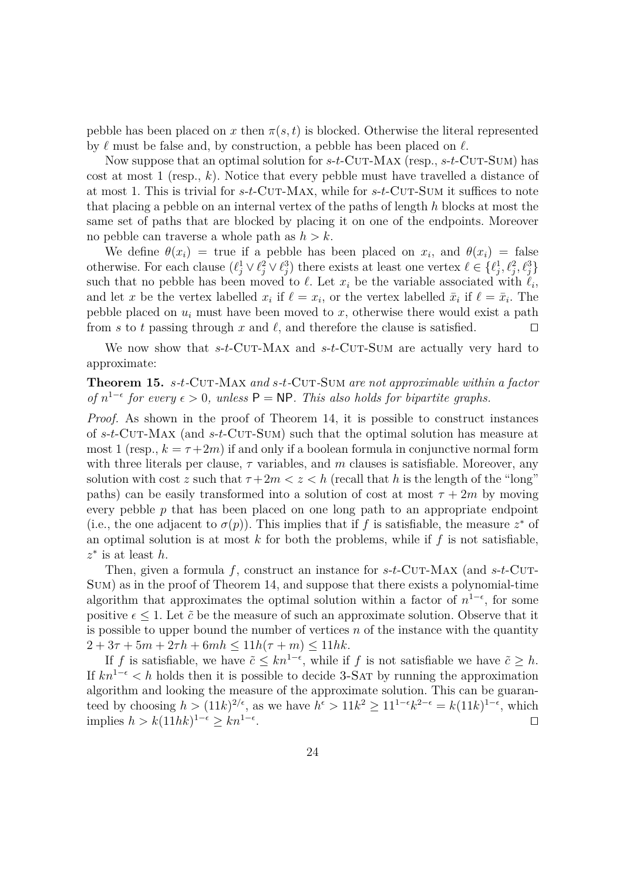pebble has been placed on $x$ then $\pi(s,t)$ is blocked. Otherwise the literal represented by $\ell$ must be false and, by construction, a pebble has been placed on $\ell$.

Now suppose that an optimal solution for $s$-$t$-Cut-Max (resp., $s$-$t$-Cut-Sum) has cost at most 1 (resp., $k$). Notice that every pebble must have travelled a distance of at most 1. This is trivial for $s$-$t$-Cut-Max, while for $s$-$t$-Cut-Sum it suffices to note that placing a pebble on an internal vertex of the paths of length $h$ blocks at most the same set of paths that are blocked by placing it on one of the endpoints. Moreover no pebble can traverse a whole path as $h > k$.

We define $\theta(x_i)$ = true if a pebble has been placed on $x_i$, and $\theta(x_i)$ = false otherwise. For each clause $(\ell_j^1 \vee \ell_j^2 \vee \ell_j^3)$ there exists at least one vertex $\ell \in \{\ell_j^1, \ell_j^2, \ell_j^3\}$ such that no pebble has been moved to $\ell$. Let $x_i$ be the variable associated with $\ell_i$, and let $x$ be the vertex labelled $x_i$ if $\ell = x_i$, or the vertex labelled $\bar{x}_i$ if $\ell = \bar{x}_i$. The pebble placed on $u_i$ must have been moved to $x$, otherwise there would exist a path from $s$ to $t$ passing through $x$ and $\ell$, and therefore the clause is satisfied. □

We now show that $s$-$t$-Cut-Max and $s$-$t$-Cut-Sum are actually very hard to approximate:

**Theorem 15.** *$s$-$t$-Cut-Max and $s$-$t$-Cut-Sum are not approximable within a factor of $n^{1-\epsilon}$ for every $\epsilon > 0$, unless $\mathsf{P} = \mathsf{NP}$. This also holds for bipartite graphs.*

*Proof.* As shown in the proof of Theorem 14, it is possible to construct instances of $s$-$t$-Cut-Max (and $s$-$t$-Cut-Sum) such that the optimal solution has measure at most 1 (resp., $k = \tau + 2m$) if and only if a boolean formula in conjunctive normal form with three literals per clause, $\tau$ variables, and $m$ clauses is satisfiable. Moreover, any solution with cost $z$ such that $\tau + 2m < z < h$ (recall that $h$ is the length of the "long" paths) can be easily transformed into a solution of cost at most $\tau + 2m$ by moving every pebble $p$ that has been placed on one long path to an appropriate endpoint (i.e., the one adjacent to $\sigma(p)$). This implies that if $f$ is satisfiable, the measure $z^*$ of an optimal solution is at most $k$ for both the problems, while if $f$ is not satisfiable, $z^*$ is at least $h$.

Then, given a formula $f$, construct an instance for $s$-$t$-Cut-Max (and $s$-$t$-Cut-Sum) as in the proof of Theorem 14, and suppose that there exists a polynomial-time algorithm that approximates the optimal solution within a factor of $n^{1-\epsilon}$, for some positive $\epsilon \leq 1$. Let $\tilde{c}$ be the measure of such an approximate solution. Observe that it is possible to upper bound the number of vertices $n$ of the instance with the quantity $2 + 3\tau + 5m + 2\tau h + 6mh \leq 11h(\tau + m) \leq 11hk$.

If $f$ is satisfiable, we have $\tilde{c} \leq kn^{1-\epsilon}$, while if $f$ is not satisfiable we have $\tilde{c} \geq h$. If $kn^{1-\epsilon} < h$ holds then it is possible to decide 3-Sat by running the approximation algorithm and looking the measure of the approximate solution. This can be guaranteed by choosing $h > (11k)^{2/\epsilon}$, as we have $h^\epsilon > 11k^2 \geq 11^{1-\epsilon}k^{2-\epsilon} = k(11k)^{1-\epsilon}$, which implies $h > k(11hk)^{1-\epsilon} \geq kn^{1-\epsilon}$. □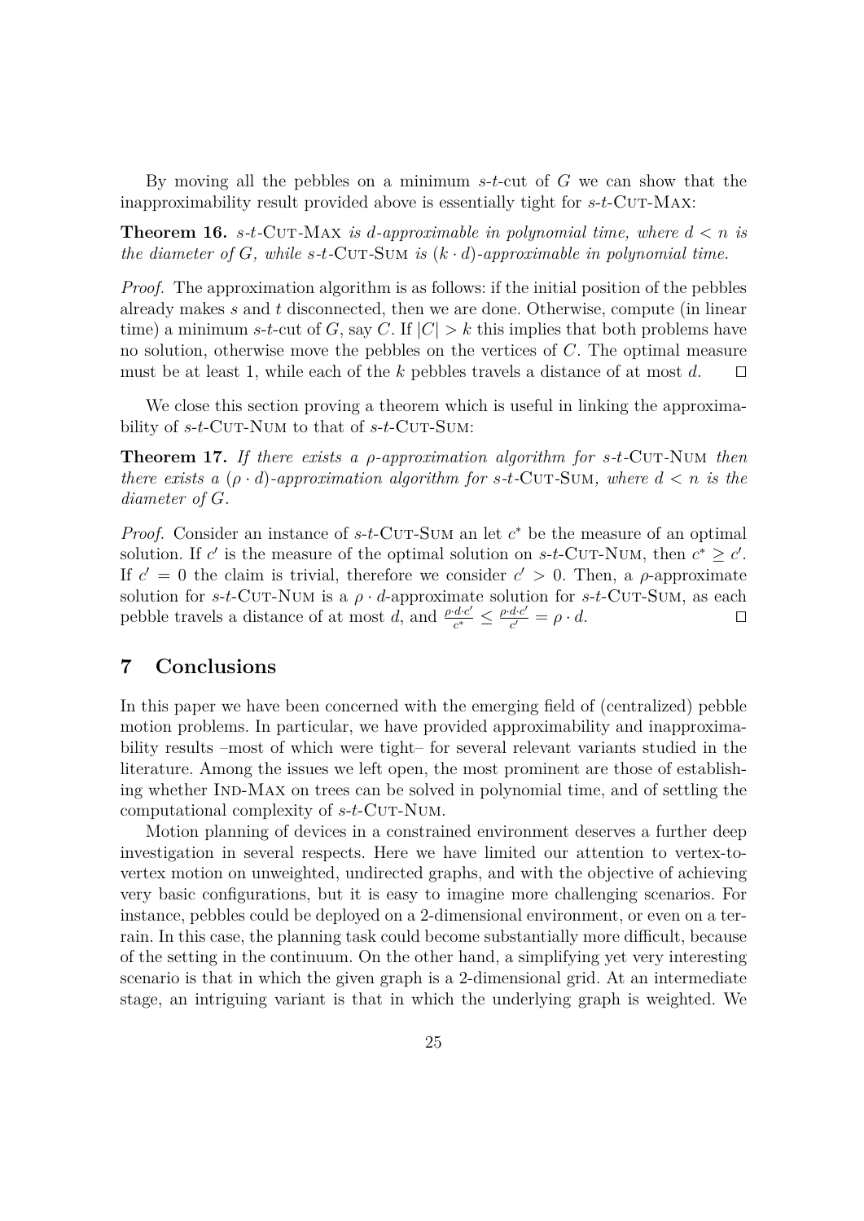By moving all the pebbles on a minimum $s$-$t$-cut of $G$ we can show that the inapproximability result provided above is essentially tight for $s$-$t$-Cut-Max:

**Theorem 16.** *$s$-$t$-Cut-Max is $d$-approximable in polynomial time, where $d < n$ is the diameter of $G$, while $s$-$t$-Cut-Sum is $(k \cdot d)$-approximable in polynomial time.*

*Proof.* The approximation algorithm is as follows: if the initial position of the pebbles already makes $s$ and $t$ disconnected, then we are done. Otherwise, compute (in linear time) a minimum $s$-$t$-cut of $G$, say $C$. If $|C| > k$ this implies that both problems have no solution, otherwise move the pebbles on the vertices of $C$. The optimal measure must be at least 1, while each of the $k$ pebbles travels a distance of at most $d$. □

We close this section proving a theorem which is useful in linking the approximability of $s$-$t$-Cut-Num to that of $s$-$t$-Cut-Sum:

**Theorem 17.** *If there exists a $\rho$-approximation algorithm for $s$-$t$-Cut-Num then there exists a $(\rho \cdot d)$-approximation algorithm for $s$-$t$-Cut-Sum, where $d < n$ is the diameter of $G$.*

*Proof.* Consider an instance of $s$-$t$-Cut-Sum an let $c^*$ be the measure of an optimal solution. If $c'$ is the measure of the optimal solution on $s$-$t$-Cut-Num, then $c^* \geq c'$. If $c' = 0$ the claim is trivial, therefore we consider $c' > 0$. Then, a $\rho$-approximate solution for $s$-$t$-Cut-Num is a $\rho \cdot d$-approximate solution for $s$-$t$-Cut-Sum, as each pebble travels a distance of at most $d$, and $\frac{\rho \cdot d \cdot c'}{c^*} \leq \frac{\rho \cdot d \cdot c'}{c'} = \rho \cdot d$. □

## 7 Conclusions

In this paper we have been concerned with the emerging field of (centralized) pebble motion problems. In particular, we have provided approximability and inapproximability results –most of which were tight– for several relevant variants studied in the literature. Among the issues we left open, the most prominent are those of establishing whether Ind-Max on trees can be solved in polynomial time, and of settling the computational complexity of $s$-$t$-Cut-Num.

Motion planning of devices in a constrained environment deserves a further deep investigation in several respects. Here we have limited our attention to vertex-to-vertex motion on unweighted, undirected graphs, and with the objective of achieving very basic configurations, but it is easy to imagine more challenging scenarios. For instance, pebbles could be deployed on a 2-dimensional environment, or even on a terrain. In this case, the planning task could become substantially more difficult, because of the setting in the continuum. On the other hand, a simplifying yet very interesting scenario is that in which the given graph is a 2-dimensional grid. At an intermediate stage, an intriguing variant is that in which the underlying graph is weighted. We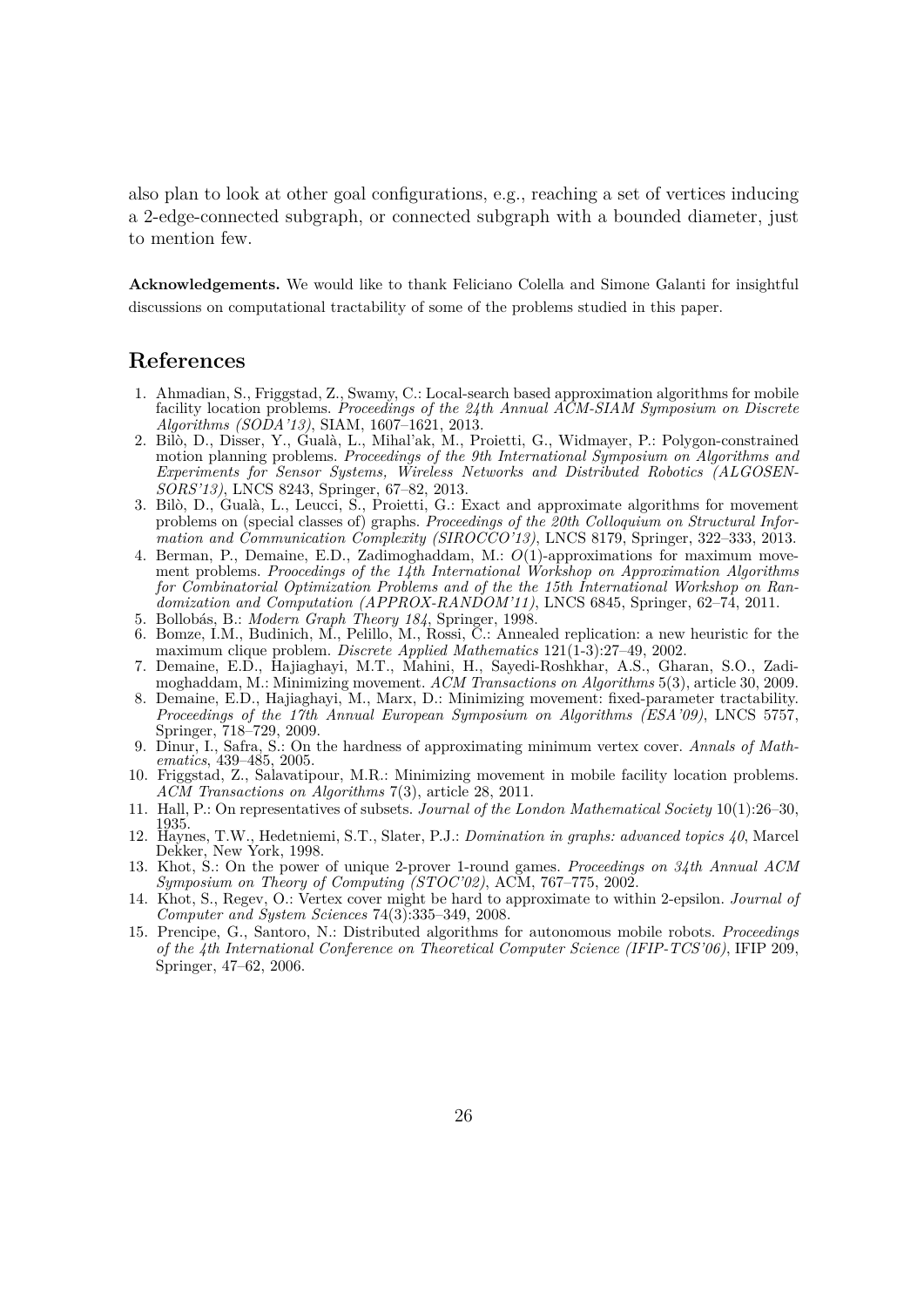also plan to look at other goal configurations, e.g., reaching a set of vertices inducing a 2-edge-connected subgraph, or connected subgraph with a bounded diameter, just to mention few.

**Acknowledgements.** We would like to thank Feliciano Colella and Simone Galanti for insightful discussions on computational tractability of some of the problems studied in this paper.

## References

1. Ahmadian, S., Friggstad, Z., Swamy, C.: Local-search based approximation algorithms for mobile facility location problems. *Proceedings of the 24th Annual ACM-SIAM Symposium on Discrete Algorithms (SODA'13)*, SIAM, 1607–1621, 2013.
2. Bilò, D., Disser, Y., Gualà, L., Mihal'ak, M., Proietti, G., Widmayer, P.: Polygon-constrained motion planning problems. *Proceedings of the 9th International Symposium on Algorithms and Experiments for Sensor Systems, Wireless Networks and Distributed Robotics (ALGOSENSORS'13)*, LNCS 8243, Springer, 67–82, 2013.
3. Bilò, D., Gualà, L., Leucci, S., Proietti, G.: Exact and approximate algorithms for movement problems on (special classes of) graphs. *Proceedings of the 20th Colloquium on Structural Information and Communication Complexity (SIROCCO'13)*, LNCS 8179, Springer, 322–333, 2013.
4. Berman, P., Demaine, E.D., Zadimoghaddam, M.: $O(1)$-approximations for maximum movement problems. *Proocedings of the 14th International Workshop on Approximation Algorithms for Combinatorial Optimization Problems and of the the 15th International Workshop on Randomization and Computation (APPROX-RANDOM'11)*, LNCS 6845, Springer, 62–74, 2011.
5. Bollobás, B.: *Modern Graph Theory 184*, Springer, 1998.
6. Bomze, I.M., Budinich, M., Pelillo, M., Rossi, C.: Annealed replication: a new heuristic for the maximum clique problem. *Discrete Applied Mathematics* 121(1-3):27–49, 2002.
7. Demaine, E.D., Hajiaghayi, M.T., Mahini, H., Sayedi-Roshkhar, A.S., Gharan, S.O., Zadimoghaddam, M.: Minimizing movement. *ACM Transactions on Algorithms* 5(3), article 30, 2009.
8. Demaine, E.D., Hajiaghayi, M., Marx, D.: Minimizing movement: fixed-parameter tractability. *Proceedings of the 17th Annual European Symposium on Algorithms (ESA'09)*, LNCS 5757, Springer, 718–729, 2009.
9. Dinur, I., Safra, S.: On the hardness of approximating minimum vertex cover. *Annals of Mathematics*, 439–485, 2005.
10. Friggstad, Z., Salavatipour, M.R.: Minimizing movement in mobile facility location problems. *ACM Transactions on Algorithms* 7(3), article 28, 2011.
11. Hall, P.: On representatives of subsets. *Journal of the London Mathematical Society* 10(1):26–30, 1935.
12. Haynes, T.W., Hedetniemi, S.T., Slater, P.J.: *Domination in graphs: advanced topics 40*, Marcel Dekker, New York, 1998.
13. Khot, S.: On the power of unique 2-prover 1-round games. *Proceedings on 34th Annual ACM Symposium on Theory of Computing (STOC'02)*, ACM, 767–775, 2002.
14. Khot, S., Regev, O.: Vertex cover might be hard to approximate to within 2-epsilon. *Journal of Computer and System Sciences* 74(3):335–349, 2008.
15. Prencipe, G., Santoro, N.: Distributed algorithms for autonomous mobile robots. *Proceedings of the 4th International Conference on Theoretical Computer Science (IFIP-TCS'06)*, IFIP 209, Springer, 47–62, 2006.